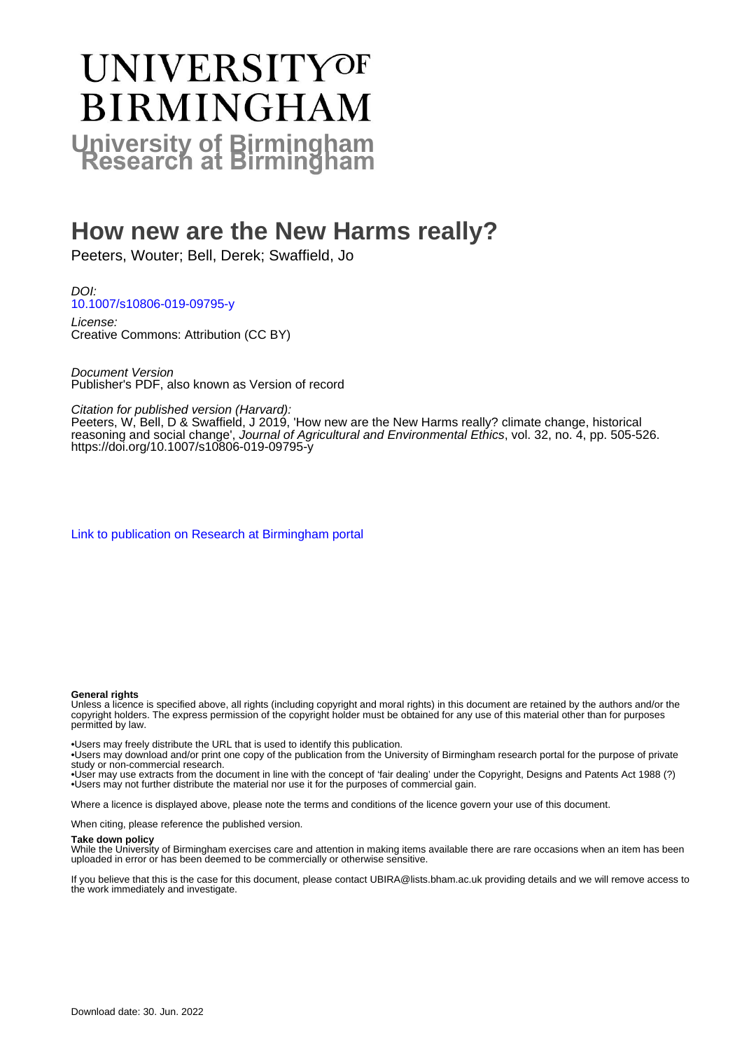# UNIVERSITY OF BIRMINGHAM

## University of Birmingham Research at Birmingham

# How new are the New Harms really?

Peeters, Wouter; Bell, Derek; Swaffield, Jo

*DOI:*
10.1007/s10806-019-09795-y

*License:*
Creative Commons: Attribution (CC BY)

*Document Version*
Publisher's PDF, also known as Version of record

*Citation for published version (Harvard):*
Peeters, W, Bell, D & Swaffield, J 2019, 'How new are the New Harms really? climate change, historical reasoning and social change', *Journal of Agricultural and Environmental Ethics*, vol. 32, no. 4, pp. 505-526. https://doi.org/10.1007/s10806-019-09795-y

Link to publication on Research at Birmingham portal

**General rights**
Unless a licence is specified above, all rights (including copyright and moral rights) in this document are retained by the authors and/or the copyright holders. The express permission of the copyright holder must be obtained for any use of this material other than for purposes permitted by law.

•Users may freely distribute the URL that is used to identify this publication.
•Users may download and/or print one copy of the publication from the University of Birmingham research portal for the purpose of private study or non-commercial research.
•User may use extracts from the document in line with the concept of 'fair dealing' under the Copyright, Designs and Patents Act 1988 (?)
•Users may not further distribute the material nor use it for the purposes of commercial gain.

Where a licence is displayed above, please note the terms and conditions of the licence govern your use of this document.

When citing, please reference the published version.

**Take down policy**
While the University of Birmingham exercises care and attention in making items available there are rare occasions when an item has been uploaded in error or has been deemed to be commercially or otherwise sensitive.

If you believe that this is the case for this document, please contact UBIRA@lists.bham.ac.uk providing details and we will remove access to the work immediately and investigate.

Download date: 30. Jun. 2022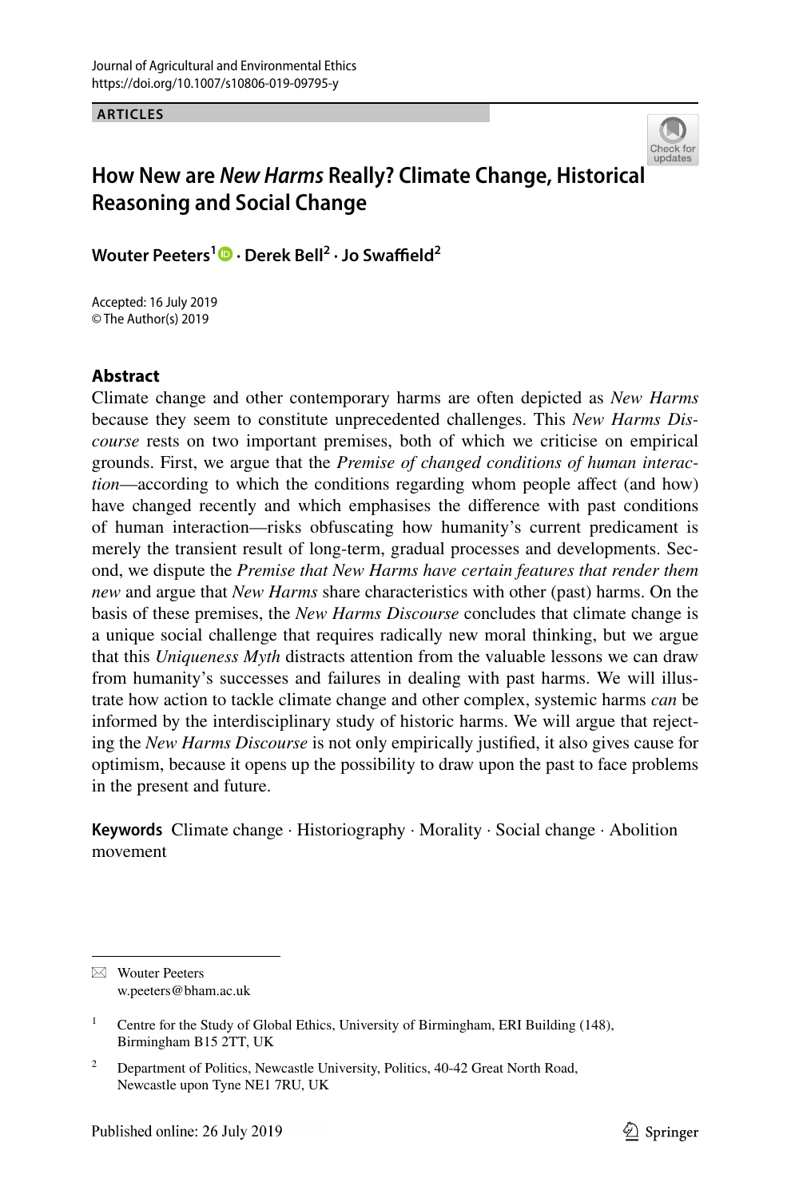ARTICLES

# How New are *New Harms* Really? Climate Change, Historical Reasoning and Social Change

**Wouter Peeters**[1] · **Derek Bell**[2] · **Jo Swaffield**[2]

Accepted: 16 July 2019
© The Author(s) 2019

## Abstract

Climate change and other contemporary harms are often depicted as *New Harms* because they seem to constitute unprecedented challenges. This *New Harms Discourse* rests on two important premises, both of which we criticise on empirical grounds. First, we argue that the *Premise of changed conditions of human interaction*—according to which the conditions regarding whom people affect (and how) have changed recently and which emphasises the difference with past conditions of human interaction—risks obfuscating how humanity's current predicament is merely the transient result of long-term, gradual processes and developments. Second, we dispute the *Premise that New Harms have certain features that render them new* and argue that *New Harms* share characteristics with other (past) harms. On the basis of these premises, the *New Harms Discourse* concludes that climate change is a unique social challenge that requires radically new moral thinking, but we argue that this *Uniqueness Myth* distracts attention from the valuable lessons we can draw from humanity's successes and failures in dealing with past harms. We will illustrate how action to tackle climate change and other complex, systemic harms *can* be informed by the interdisciplinary study of historic harms. We will argue that rejecting the *New Harms Discourse* is not only empirically justified, it also gives cause for optimism, because it opens up the possibility to draw upon the past to face problems in the present and future.

**Keywords** Climate change · Historiography · Morality · Social change · Abolition movement

---

✉ Wouter Peeters
w.peeters@bham.ac.uk

[1] Centre for the Study of Global Ethics, University of Birmingham, ERI Building (148), Birmingham B15 2TT, UK

[2] Department of Politics, Newcastle University, Politics, 40-42 Great North Road, Newcastle upon Tyne NE1 7RU, UK

Published online: 26 July 2019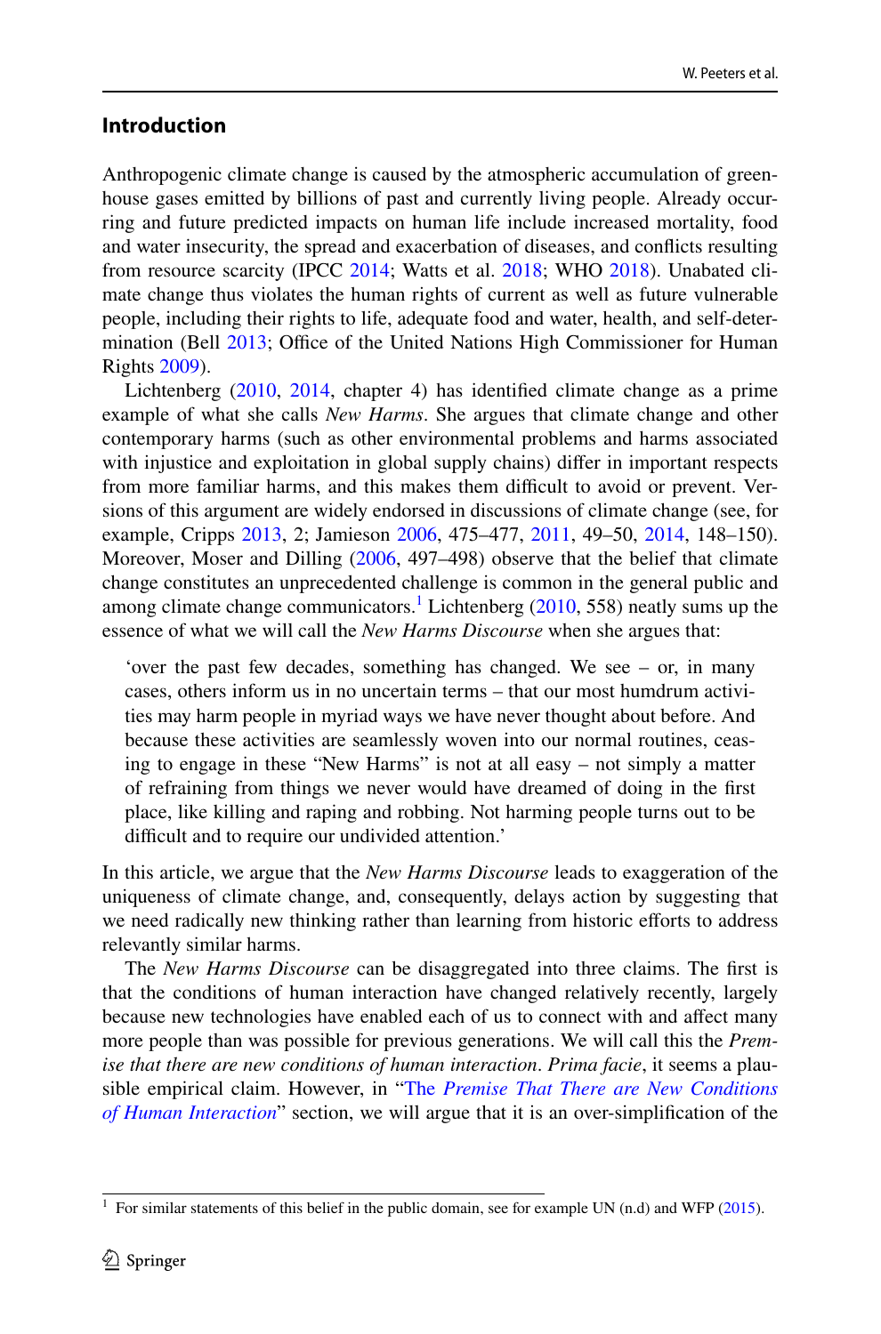## Introduction

Anthropogenic climate change is caused by the atmospheric accumulation of greenhouse gases emitted by billions of past and currently living people. Already occurring and future predicted impacts on human life include increased mortality, food and water insecurity, the spread and exacerbation of diseases, and conflicts resulting from resource scarcity (IPCC 2014; Watts et al. 2018; WHO 2018). Unabated climate change thus violates the human rights of current as well as future vulnerable people, including their rights to life, adequate food and water, health, and self-determination (Bell 2013; Office of the United Nations High Commissioner for Human Rights 2009).

Lichtenberg (2010, 2014, chapter 4) has identified climate change as a prime example of what she calls *New Harms*. She argues that climate change and other contemporary harms (such as other environmental problems and harms associated with injustice and exploitation in global supply chains) differ in important respects from more familiar harms, and this makes them difficult to avoid or prevent. Versions of this argument are widely endorsed in discussions of climate change (see, for example, Cripps 2013, 2; Jamieson 2006, 475–477, 2011, 49–50, 2014, 148–150). Moreover, Moser and Dilling (2006, 497–498) observe that the belief that climate change constitutes an unprecedented challenge is common in the general public and among climate change communicators.[1] Lichtenberg (2010, 558) neatly sums up the essence of what we will call the *New Harms Discourse* when she argues that:

> 'over the past few decades, something has changed. We see – or, in many cases, others inform us in no uncertain terms – that our most humdrum activities may harm people in myriad ways we have never thought about before. And because these activities are seamlessly woven into our normal routines, ceasing to engage in these "New Harms" is not at all easy – not simply a matter of refraining from things we never would have dreamed of doing in the first place, like killing and raping and robbing. Not harming people turns out to be difficult and to require our undivided attention.'

In this article, we argue that the *New Harms Discourse* leads to exaggeration of the uniqueness of climate change, and, consequently, delays action by suggesting that we need radically new thinking rather than learning from historic efforts to address relevantly similar harms.

The *New Harms Discourse* can be disaggregated into three claims. The first is that the conditions of human interaction have changed relatively recently, largely because new technologies have enabled each of us to connect with and affect many more people than was possible for previous generations. We will call this the *Premise that there are new conditions of human interaction*. *Prima facie*, it seems a plausible empirical claim. However, in "The *Premise That There are New Conditions of Human Interaction*" section, we will argue that it is an over-simplification of the

[1] For similar statements of this belief in the public domain, see for example UN (n.d) and WFP (2015).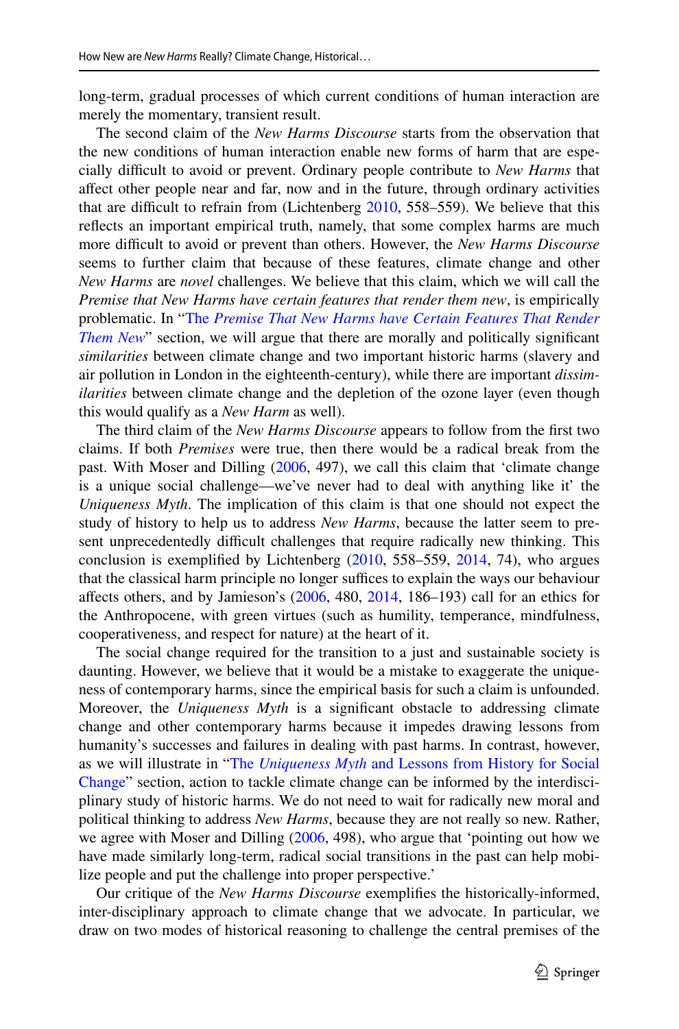long-term, gradual processes of which current conditions of human interaction are merely the momentary, transient result.

The second claim of the *New Harms Discourse* starts from the observation that the new conditions of human interaction enable new forms of harm that are especially difficult to avoid or prevent. Ordinary people contribute to *New Harms* that affect other people near and far, now and in the future, through ordinary activities that are difficult to refrain from (Lichtenberg 2010, 558–559). We believe that this reflects an important empirical truth, namely, that some complex harms are much more difficult to avoid or prevent than others. However, the *New Harms Discourse* seems to further claim that because of these features, climate change and other *New Harms* are *novel* challenges. We believe that this claim, which we will call the *Premise that New Harms have certain features that render them new*, is empirically problematic. In "The *Premise That New Harms have Certain Features That Render Them New*" section, we will argue that there are morally and politically significant *similarities* between climate change and two important historic harms (slavery and air pollution in London in the eighteenth-century), while there are important *dissimilarities* between climate change and the depletion of the ozone layer (even though this would qualify as a *New Harm* as well).

The third claim of the *New Harms Discourse* appears to follow from the first two claims. If both *Premises* were true, then there would be a radical break from the past. With Moser and Dilling (2006, 497), we call this claim that 'climate change is a unique social challenge—we've never had to deal with anything like it' the *Uniqueness Myth*. The implication of this claim is that one should not expect the study of history to help us to address *New Harms*, because the latter seem to present unprecedentedly difficult challenges that require radically new thinking. This conclusion is exemplified by Lichtenberg (2010, 558–559, 2014, 74), who argues that the classical harm principle no longer suffices to explain the ways our behaviour affects others, and by Jamieson's (2006, 480, 2014, 186–193) call for an ethics for the Anthropocene, with green virtues (such as humility, temperance, mindfulness, cooperativeness, and respect for nature) at the heart of it.

The social change required for the transition to a just and sustainable society is daunting. However, we believe that it would be a mistake to exaggerate the uniqueness of contemporary harms, since the empirical basis for such a claim is unfounded. Moreover, the *Uniqueness Myth* is a significant obstacle to addressing climate change and other contemporary harms because it impedes drawing lessons from humanity's successes and failures in dealing with past harms. In contrast, however, as we will illustrate in "The *Uniqueness Myth* and Lessons from History for Social Change" section, action to tackle climate change can be informed by the interdisciplinary study of historic harms. We do not need to wait for radically new moral and political thinking to address *New Harms*, because they are not really so new. Rather, we agree with Moser and Dilling (2006, 498), who argue that 'pointing out how we have made similarly long-term, radical social transitions in the past can help mobilize people and put the challenge into proper perspective.'

Our critique of the *New Harms Discourse* exemplifies the historically-informed, inter-disciplinary approach to climate change that we advocate. In particular, we draw on two modes of historical reasoning to challenge the central premises of the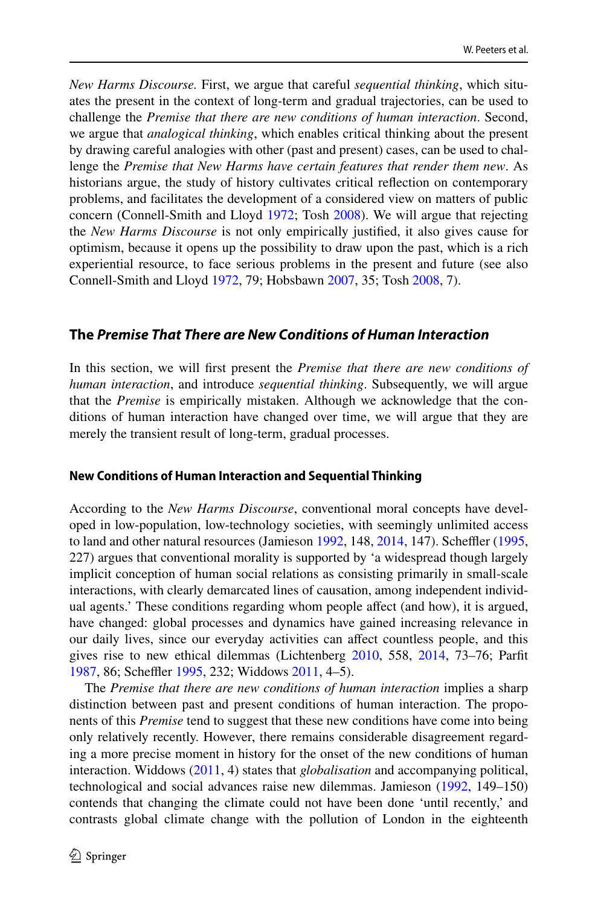*New Harms Discourse*. First, we argue that careful *sequential thinking*, which situates the present in the context of long-term and gradual trajectories, can be used to challenge the *Premise that there are new conditions of human interaction*. Second, we argue that *analogical thinking*, which enables critical thinking about the present by drawing careful analogies with other (past and present) cases, can be used to challenge the *Premise that New Harms have certain features that render them new*. As historians argue, the study of history cultivates critical reflection on contemporary problems, and facilitates the development of a considered view on matters of public concern (Connell-Smith and Lloyd 1972; Tosh 2008). We will argue that rejecting the *New Harms Discourse* is not only empirically justified, it also gives cause for optimism, because it opens up the possibility to draw upon the past, which is a rich experiential resource, to face serious problems in the present and future (see also Connell-Smith and Lloyd 1972, 79; Hobsbawn 2007, 35; Tosh 2008, 7).

## The *Premise That There are New Conditions of Human Interaction*

In this section, we will first present the *Premise that there are new conditions of human interaction*, and introduce *sequential thinking*. Subsequently, we will argue that the *Premise* is empirically mistaken. Although we acknowledge that the conditions of human interaction have changed over time, we will argue that they are merely the transient result of long-term, gradual processes.

### New Conditions of Human Interaction and Sequential Thinking

According to the *New Harms Discourse*, conventional moral concepts have developed in low-population, low-technology societies, with seemingly unlimited access to land and other natural resources (Jamieson 1992, 148, 2014, 147). Scheffler (1995, 227) argues that conventional morality is supported by 'a widespread though largely implicit conception of human social relations as consisting primarily in small-scale interactions, with clearly demarcated lines of causation, among independent individual agents.' These conditions regarding whom people affect (and how), it is argued, have changed: global processes and dynamics have gained increasing relevance in our daily lives, since our everyday activities can affect countless people, and this gives rise to new ethical dilemmas (Lichtenberg 2010, 558, 2014, 73–76; Parfit 1987, 86; Scheffler 1995, 232; Widdows 2011, 4–5).

The *Premise that there are new conditions of human interaction* implies a sharp distinction between past and present conditions of human interaction. The proponents of this *Premise* tend to suggest that these new conditions have come into being only relatively recently. However, there remains considerable disagreement regarding a more precise moment in history for the onset of the new conditions of human interaction. Widdows (2011, 4) states that *globalisation* and accompanying political, technological and social advances raise new dilemmas. Jamieson (1992, 149–150) contends that changing the climate could not have been done 'until recently,' and contrasts global climate change with the pollution of London in the eighteenth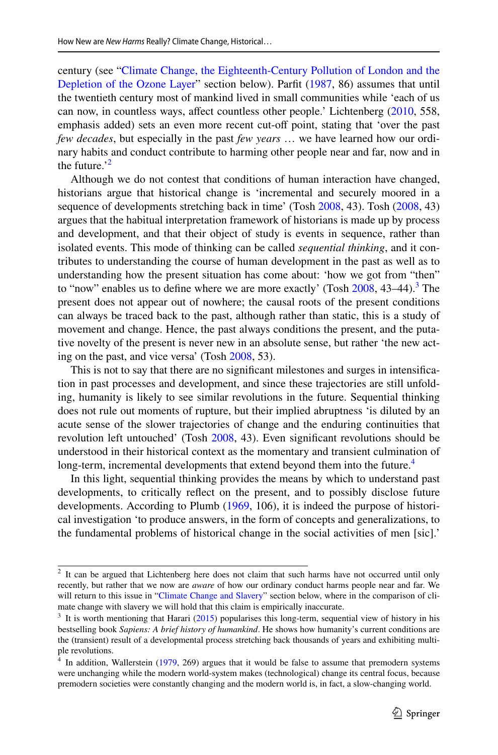century (see "Climate Change, the Eighteenth-Century Pollution of London and the Depletion of the Ozone Layer" section below). Parfit (1987, 86) assumes that until the twentieth century most of mankind lived in small communities while 'each of us can now, in countless ways, affect countless other people.' Lichtenberg (2010, 558, emphasis added) sets an even more recent cut-off point, stating that 'over the past *few decades*, but especially in the past *few years* … we have learned how our ordinary habits and conduct contribute to harming other people near and far, now and in the future.'[2]

Although we do not contest that conditions of human interaction have changed, historians argue that historical change is 'incremental and securely moored in a sequence of developments stretching back in time' (Tosh 2008, 43). Tosh (2008, 43) argues that the habitual interpretation framework of historians is made up by process and development, and that their object of study is events in sequence, rather than isolated events. This mode of thinking can be called *sequential thinking*, and it contributes to understanding the course of human development in the past as well as to understanding how the present situation has come about: 'how we got from "then" to "now" enables us to define where we are more exactly' (Tosh 2008, 43–44).[3] The present does not appear out of nowhere; the causal roots of the present conditions can always be traced back to the past, although rather than static, this is a study of movement and change. Hence, the past always conditions the present, and the putative novelty of the present is never new in an absolute sense, but rather 'the new acting on the past, and vice versa' (Tosh 2008, 53).

This is not to say that there are no significant milestones and surges in intensification in past processes and development, and since these trajectories are still unfolding, humanity is likely to see similar revolutions in the future. Sequential thinking does not rule out moments of rupture, but their implied abruptness 'is diluted by an acute sense of the slower trajectories of change and the enduring continuities that revolution left untouched' (Tosh 2008, 43). Even significant revolutions should be understood in their historical context as the momentary and transient culmination of long-term, incremental developments that extend beyond them into the future.[4]

In this light, sequential thinking provides the means by which to understand past developments, to critically reflect on the present, and to possibly disclose future developments. According to Plumb (1969, 106), it is indeed the purpose of historical investigation 'to produce answers, in the form of concepts and generalizations, to the fundamental problems of historical change in the social activities of men [sic].'

---

[2] It can be argued that Lichtenberg here does not claim that such harms have not occurred until only recently, but rather that we now are *aware* of how our ordinary conduct harms people near and far. We will return to this issue in "Climate Change and Slavery" section below, where in the comparison of climate change with slavery we will hold that this claim is empirically inaccurate.

[3] It is worth mentioning that Harari (2015) popularises this long-term, sequential view of history in his bestselling book *Sapiens: A brief history of humankind*. He shows how humanity's current conditions are the (transient) result of a developmental process stretching back thousands of years and exhibiting multiple revolutions.

[4] In addition, Wallerstein (1979, 269) argues that it would be false to assume that premodern systems were unchanging while the modern world-system makes (technological) change its central focus, because premodern societies were constantly changing and the modern world is, in fact, a slow-changing world.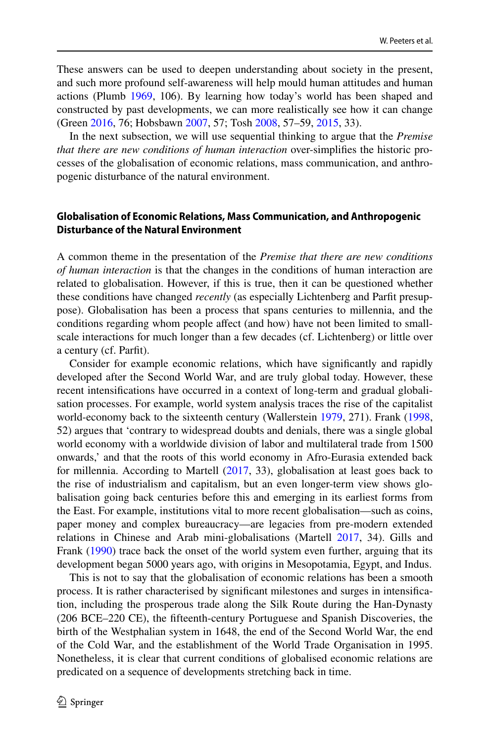These answers can be used to deepen understanding about society in the present, and such more profound self-awareness will help mould human attitudes and human actions (Plumb 1969, 106). By learning how today's world has been shaped and constructed by past developments, we can more realistically see how it can change (Green 2016, 76; Hobsbawn 2007, 57; Tosh 2008, 57–59, 2015, 33).

In the next subsection, we will use sequential thinking to argue that the *Premise that there are new conditions of human interaction* over-simplifies the historic processes of the globalisation of economic relations, mass communication, and anthropogenic disturbance of the natural environment.

### Globalisation of Economic Relations, Mass Communication, and Anthropogenic Disturbance of the Natural Environment

A common theme in the presentation of the *Premise that there are new conditions of human interaction* is that the changes in the conditions of human interaction are related to globalisation. However, if this is true, then it can be questioned whether these conditions have changed *recently* (as especially Lichtenberg and Parfit presuppose). Globalisation has been a process that spans centuries to millennia, and the conditions regarding whom people affect (and how) have not been limited to small-scale interactions for much longer than a few decades (cf. Lichtenberg) or little over a century (cf. Parfit).

Consider for example economic relations, which have significantly and rapidly developed after the Second World War, and are truly global today. However, these recent intensifications have occurred in a context of long-term and gradual globalisation processes. For example, world system analysis traces the rise of the capitalist world-economy back to the sixteenth century (Wallerstein 1979, 271). Frank (1998, 52) argues that 'contrary to widespread doubts and denials, there was a single global world economy with a worldwide division of labor and multilateral trade from 1500 onwards,' and that the roots of this world economy in Afro-Eurasia extended back for millennia. According to Martell (2017, 33), globalisation at least goes back to the rise of industrialism and capitalism, but an even longer-term view shows globalisation going back centuries before this and emerging in its earliest forms from the East. For example, institutions vital to more recent globalisation—such as coins, paper money and complex bureaucracy—are legacies from pre-modern extended relations in Chinese and Arab mini-globalisations (Martell 2017, 34). Gills and Frank (1990) trace back the onset of the world system even further, arguing that its development began 5000 years ago, with origins in Mesopotamia, Egypt, and Indus.

This is not to say that the globalisation of economic relations has been a smooth process. It is rather characterised by significant milestones and surges in intensification, including the prosperous trade along the Silk Route during the Han-Dynasty (206 BCE–220 CE), the fifteenth-century Portuguese and Spanish Discoveries, the birth of the Westphalian system in 1648, the end of the Second World War, the end of the Cold War, and the establishment of the World Trade Organisation in 1995. Nonetheless, it is clear that current conditions of globalised economic relations are predicated on a sequence of developments stretching back in time.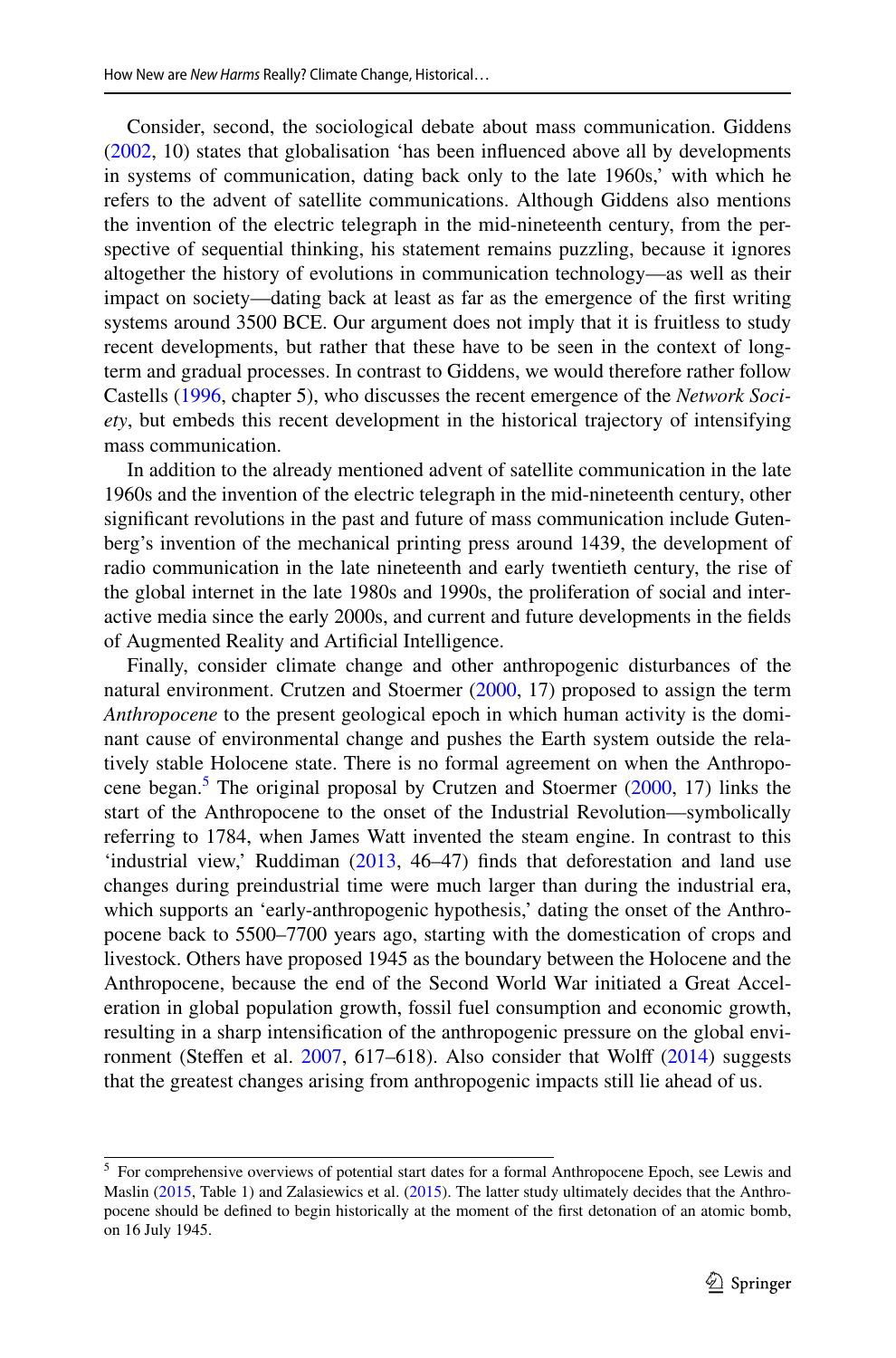Consider, second, the sociological debate about mass communication. Giddens (2002, 10) states that globalisation 'has been influenced above all by developments in systems of communication, dating back only to the late 1960s,' with which he refers to the advent of satellite communications. Although Giddens also mentions the invention of the electric telegraph in the mid-nineteenth century, from the perspective of sequential thinking, his statement remains puzzling, because it ignores altogether the history of evolutions in communication technology—as well as their impact on society—dating back at least as far as the emergence of the first writing systems around 3500 BCE. Our argument does not imply that it is fruitless to study recent developments, but rather that these have to be seen in the context of long-term and gradual processes. In contrast to Giddens, we would therefore rather follow Castells (1996, chapter 5), who discusses the recent emergence of the *Network Society*, but embeds this recent development in the historical trajectory of intensifying mass communication.

In addition to the already mentioned advent of satellite communication in the late 1960s and the invention of the electric telegraph in the mid-nineteenth century, other significant revolutions in the past and future of mass communication include Gutenberg's invention of the mechanical printing press around 1439, the development of radio communication in the late nineteenth and early twentieth century, the rise of the global internet in the late 1980s and 1990s, the proliferation of social and interactive media since the early 2000s, and current and future developments in the fields of Augmented Reality and Artificial Intelligence.

Finally, consider climate change and other anthropogenic disturbances of the natural environment. Crutzen and Stoermer (2000, 17) proposed to assign the term *Anthropocene* to the present geological epoch in which human activity is the dominant cause of environmental change and pushes the Earth system outside the relatively stable Holocene state. There is no formal agreement on when the Anthropocene began.[5] The original proposal by Crutzen and Stoermer (2000, 17) links the start of the Anthropocene to the onset of the Industrial Revolution—symbolically referring to 1784, when James Watt invented the steam engine. In contrast to this 'industrial view,' Ruddiman (2013, 46–47) finds that deforestation and land use changes during preindustrial time were much larger than during the industrial era, which supports an 'early-anthropogenic hypothesis,' dating the onset of the Anthropocene back to 5500–7700 years ago, starting with the domestication of crops and livestock. Others have proposed 1945 as the boundary between the Holocene and the Anthropocene, because the end of the Second World War initiated a Great Acceleration in global population growth, fossil fuel consumption and economic growth, resulting in a sharp intensification of the anthropogenic pressure on the global environment (Steffen et al. 2007, 617–618). Also consider that Wolff (2014) suggests that the greatest changes arising from anthropogenic impacts still lie ahead of us.

---

[5] For comprehensive overviews of potential start dates for a formal Anthropocene Epoch, see Lewis and Maslin (2015, Table 1) and Zalasiewics et al. (2015). The latter study ultimately decides that the Anthropocene should be defined to begin historically at the moment of the first detonation of an atomic bomb, on 16 July 1945.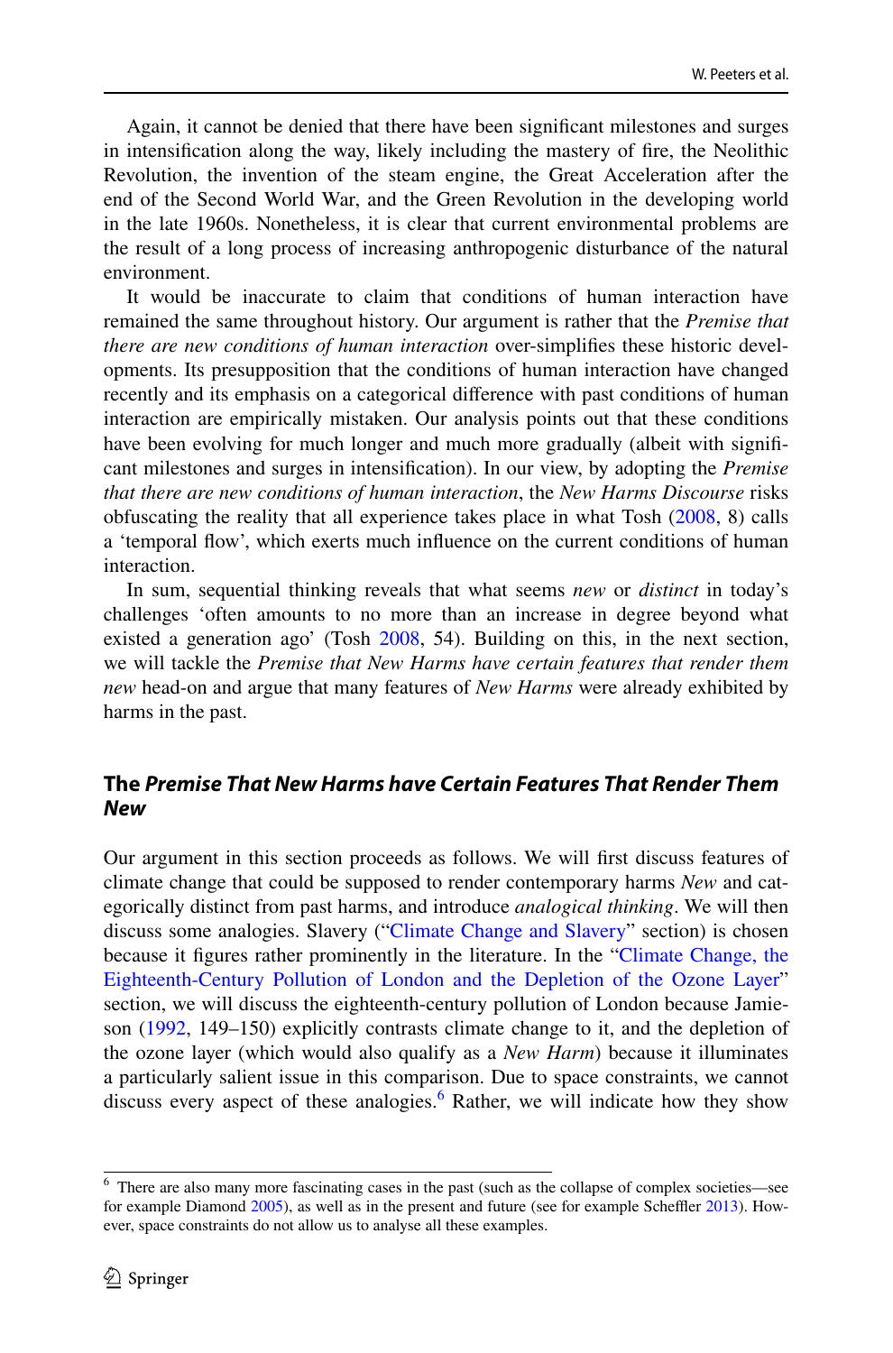Again, it cannot be denied that there have been significant milestones and surges in intensification along the way, likely including the mastery of fire, the Neolithic Revolution, the invention of the steam engine, the Great Acceleration after the end of the Second World War, and the Green Revolution in the developing world in the late 1960s. Nonetheless, it is clear that current environmental problems are the result of a long process of increasing anthropogenic disturbance of the natural environment.

It would be inaccurate to claim that conditions of human interaction have remained the same throughout history. Our argument is rather that the *Premise that there are new conditions of human interaction* over-simplifies these historic developments. Its presupposition that the conditions of human interaction have changed recently and its emphasis on a categorical difference with past conditions of human interaction are empirically mistaken. Our analysis points out that these conditions have been evolving for much longer and much more gradually (albeit with significant milestones and surges in intensification). In our view, by adopting the *Premise that there are new conditions of human interaction*, the *New Harms Discourse* risks obfuscating the reality that all experience takes place in what Tosh (2008, 8) calls a 'temporal flow', which exerts much influence on the current conditions of human interaction.

In sum, sequential thinking reveals that what seems *new* or *distinct* in today's challenges 'often amounts to no more than an increase in degree beyond what existed a generation ago' (Tosh 2008, 54). Building on this, in the next section, we will tackle the *Premise that New Harms have certain features that render them new* head-on and argue that many features of *New Harms* were already exhibited by harms in the past.

## The *Premise That New Harms have Certain Features That Render Them New*

Our argument in this section proceeds as follows. We will first discuss features of climate change that could be supposed to render contemporary harms *New* and categorically distinct from past harms, and introduce *analogical thinking*. We will then discuss some analogies. Slavery ("Climate Change and Slavery" section) is chosen because it figures rather prominently in the literature. In the "Climate Change, the Eighteenth-Century Pollution of London and the Depletion of the Ozone Layer" section, we will discuss the eighteenth-century pollution of London because Jamieson (1992, 149–150) explicitly contrasts climate change to it, and the depletion of the ozone layer (which would also qualify as a *New Harm*) because it illuminates a particularly salient issue in this comparison. Due to space constraints, we cannot discuss every aspect of these analogies.[6] Rather, we will indicate how they show

[6] There are also many more fascinating cases in the past (such as the collapse of complex societies—see for example Diamond 2005), as well as in the present and future (see for example Scheffler 2013). However, space constraints do not allow us to analyse all these examples.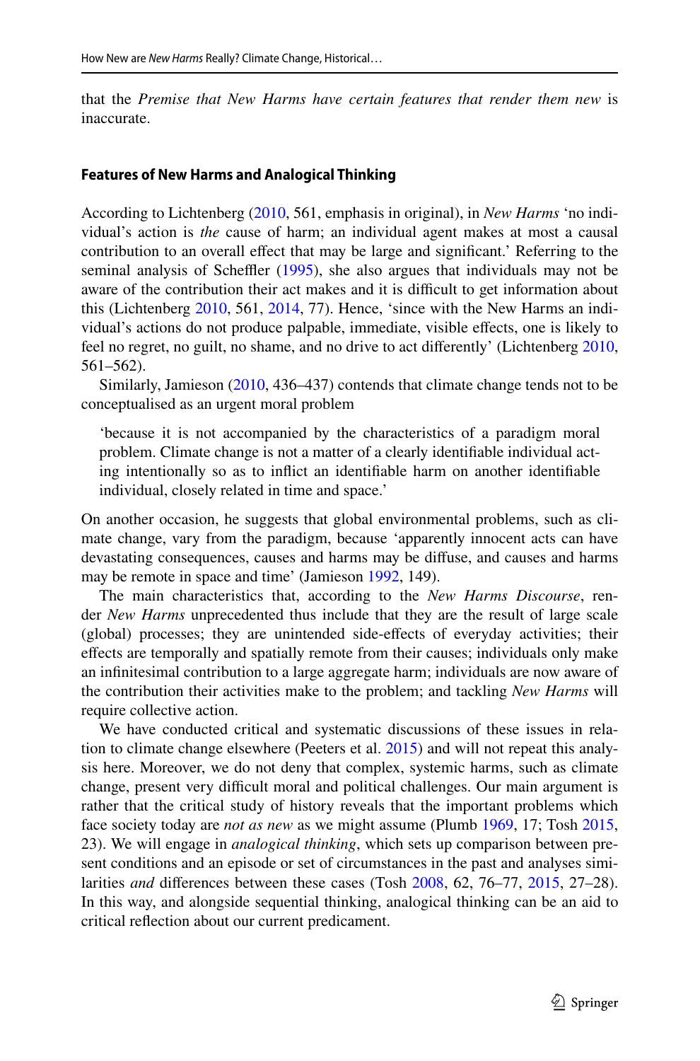that the *Premise that New Harms have certain features that render them new* is inaccurate.

### Features of New Harms and Analogical Thinking

According to Lichtenberg (2010, 561, emphasis in original), in *New Harms* 'no individual's action is *the* cause of harm; an individual agent makes at most a causal contribution to an overall effect that may be large and significant.' Referring to the seminal analysis of Scheffler (1995), she also argues that individuals may not be aware of the contribution their act makes and it is difficult to get information about this (Lichtenberg 2010, 561, 2014, 77). Hence, 'since with the New Harms an individual's actions do not produce palpable, immediate, visible effects, one is likely to feel no regret, no guilt, no shame, and no drive to act differently' (Lichtenberg 2010, 561–562).

Similarly, Jamieson (2010, 436–437) contends that climate change tends not to be conceptualised as an urgent moral problem

> 'because it is not accompanied by the characteristics of a paradigm moral problem. Climate change is not a matter of a clearly identifiable individual acting intentionally so as to inflict an identifiable harm on another identifiable individual, closely related in time and space.'

On another occasion, he suggests that global environmental problems, such as climate change, vary from the paradigm, because 'apparently innocent acts can have devastating consequences, causes and harms may be diffuse, and causes and harms may be remote in space and time' (Jamieson 1992, 149).

The main characteristics that, according to the *New Harms Discourse*, render *New Harms* unprecedented thus include that they are the result of large scale (global) processes; they are unintended side-effects of everyday activities; their effects are temporally and spatially remote from their causes; individuals only make an infinitesimal contribution to a large aggregate harm; individuals are now aware of the contribution their activities make to the problem; and tackling *New Harms* will require collective action.

We have conducted critical and systematic discussions of these issues in relation to climate change elsewhere (Peeters et al. 2015) and will not repeat this analysis here. Moreover, we do not deny that complex, systemic harms, such as climate change, present very difficult moral and political challenges. Our main argument is rather that the critical study of history reveals that the important problems which face society today are *not as new* as we might assume (Plumb 1969, 17; Tosh 2015, 23). We will engage in *analogical thinking*, which sets up comparison between present conditions and an episode or set of circumstances in the past and analyses similarities *and* differences between these cases (Tosh 2008, 62, 76–77, 2015, 27–28). In this way, and alongside sequential thinking, analogical thinking can be an aid to critical reflection about our current predicament.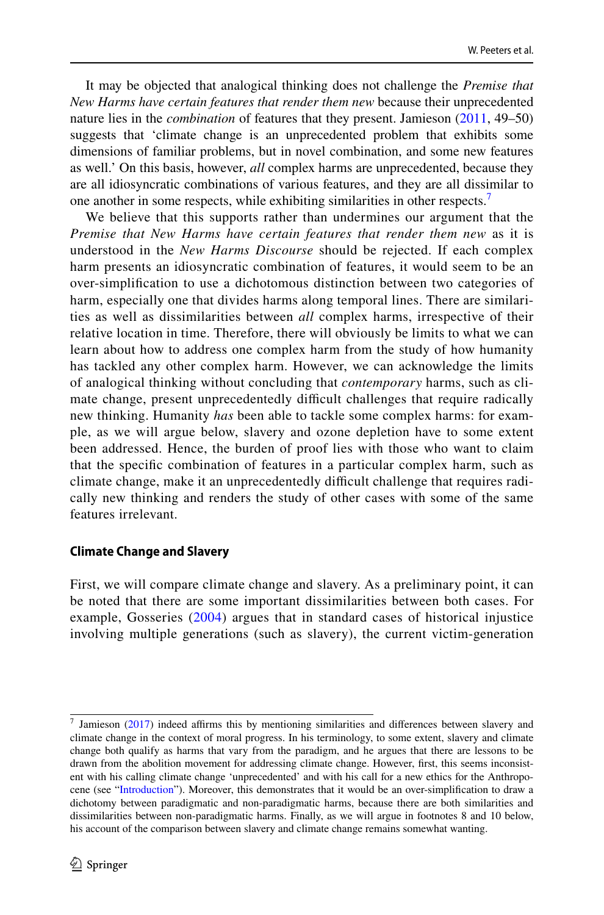It may be objected that analogical thinking does not challenge the *Premise that New Harms have certain features that render them new* because their unprecedented nature lies in the *combination* of features that they present. Jamieson (2011, 49–50) suggests that 'climate change is an unprecedented problem that exhibits some dimensions of familiar problems, but in novel combination, and some new features as well.' On this basis, however, *all* complex harms are unprecedented, because they are all idiosyncratic combinations of various features, and they are all dissimilar to one another in some respects, while exhibiting similarities in other respects.[7]

We believe that this supports rather than undermines our argument that the *Premise that New Harms have certain features that render them new* as it is understood in the *New Harms Discourse* should be rejected. If each complex harm presents an idiosyncratic combination of features, it would seem to be an over-simplification to use a dichotomous distinction between two categories of harm, especially one that divides harms along temporal lines. There are similarities as well as dissimilarities between *all* complex harms, irrespective of their relative location in time. Therefore, there will obviously be limits to what we can learn about how to address one complex harm from the study of how humanity has tackled any other complex harm. However, we can acknowledge the limits of analogical thinking without concluding that *contemporary* harms, such as climate change, present unprecedentedly difficult challenges that require radically new thinking. Humanity *has* been able to tackle some complex harms: for example, as we will argue below, slavery and ozone depletion have to some extent been addressed. Hence, the burden of proof lies with those who want to claim that the specific combination of features in a particular complex harm, such as climate change, make it an unprecedentedly difficult challenge that requires radically new thinking and renders the study of other cases with some of the same features irrelevant.

### Climate Change and Slavery

First, we will compare climate change and slavery. As a preliminary point, it can be noted that there are some important dissimilarities between both cases. For example, Gosseries (2004) argues that in standard cases of historical injustice involving multiple generations (such as slavery), the current victim-generation

---

[7] Jamieson (2017) indeed affirms this by mentioning similarities and differences between slavery and climate change in the context of moral progress. In his terminology, to some extent, slavery and climate change both qualify as harms that vary from the paradigm, and he argues that there are lessons to be drawn from the abolition movement for addressing climate change. However, first, this seems inconsistent with his calling climate change 'unprecedented' and with his call for a new ethics for the Anthropocene (see "Introduction"). Moreover, this demonstrates that it would be an over-simplification to draw a dichotomy between paradigmatic and non-paradigmatic harms, because there are both similarities and dissimilarities between non-paradigmatic harms. Finally, as we will argue in footnotes 8 and 10 below, his account of the comparison between slavery and climate change remains somewhat wanting.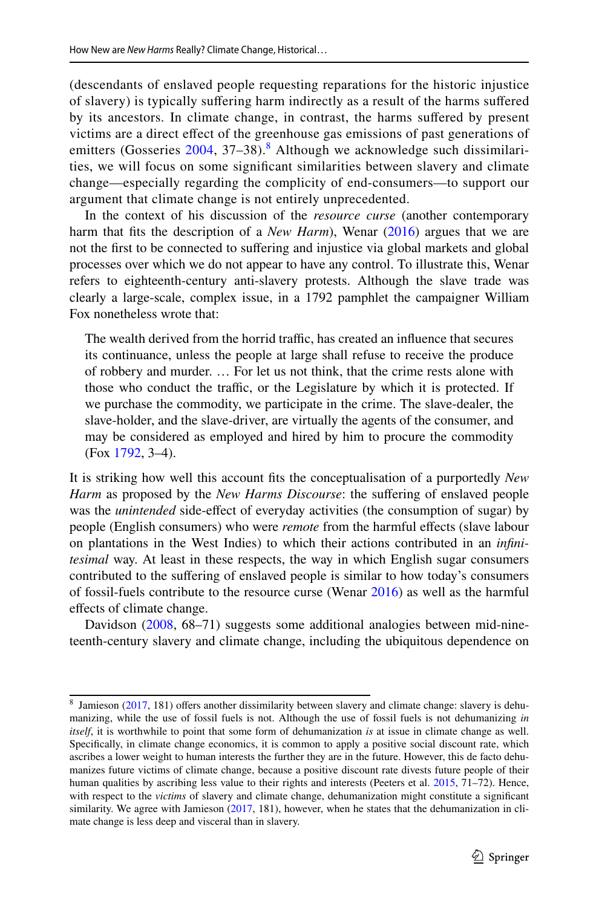(descendants of enslaved people requesting reparations for the historic injustice of slavery) is typically suffering harm indirectly as a result of the harms suffered by its ancestors. In climate change, in contrast, the harms suffered by present victims are a direct effect of the greenhouse gas emissions of past generations of emitters (Gosseries 2004, 37–38).[8] Although we acknowledge such dissimilarities, we will focus on some significant similarities between slavery and climate change—especially regarding the complicity of end-consumers—to support our argument that climate change is not entirely unprecedented.

In the context of his discussion of the *resource curse* (another contemporary harm that fits the description of a *New Harm*), Wenar (2016) argues that we are not the first to be connected to suffering and injustice via global markets and global processes over which we do not appear to have any control. To illustrate this, Wenar refers to eighteenth-century anti-slavery protests. Although the slave trade was clearly a large-scale, complex issue, in a 1792 pamphlet the campaigner William Fox nonetheless wrote that:

> The wealth derived from the horrid traffic, has created an influence that secures its continuance, unless the people at large shall refuse to receive the produce of robbery and murder. … For let us not think, that the crime rests alone with those who conduct the traffic, or the Legislature by which it is protected. If we purchase the commodity, we participate in the crime. The slave-dealer, the slave-holder, and the slave-driver, are virtually the agents of the consumer, and may be considered as employed and hired by him to procure the commodity (Fox 1792, 3–4).

It is striking how well this account fits the conceptualisation of a purportedly *New Harm* as proposed by the *New Harms Discourse*: the suffering of enslaved people was the *unintended* side-effect of everyday activities (the consumption of sugar) by people (English consumers) who were *remote* from the harmful effects (slave labour on plantations in the West Indies) to which their actions contributed in an *infinitesimal* way. At least in these respects, the way in which English sugar consumers contributed to the suffering of enslaved people is similar to how today's consumers of fossil-fuels contribute to the resource curse (Wenar 2016) as well as the harmful effects of climate change.

Davidson (2008, 68–71) suggests some additional analogies between mid-nineteenth-century slavery and climate change, including the ubiquitous dependence on

---

[8] Jamieson (2017, 181) offers another dissimilarity between slavery and climate change: slavery is dehumanizing, while the use of fossil fuels is not. Although the use of fossil fuels is not dehumanizing *in itself*, it is worthwhile to point that some form of dehumanization *is* at issue in climate change as well. Specifically, in climate change economics, it is common to apply a positive social discount rate, which ascribes a lower weight to human interests the further they are in the future. However, this de facto dehumanizes future victims of climate change, because a positive discount rate divests future people of their human qualities by ascribing less value to their rights and interests (Peeters et al. 2015, 71–72). Hence, with respect to the *victims* of slavery and climate change, dehumanization might constitute a significant similarity. We agree with Jamieson (2017, 181), however, when he states that the dehumanization in climate change is less deep and visceral than in slavery.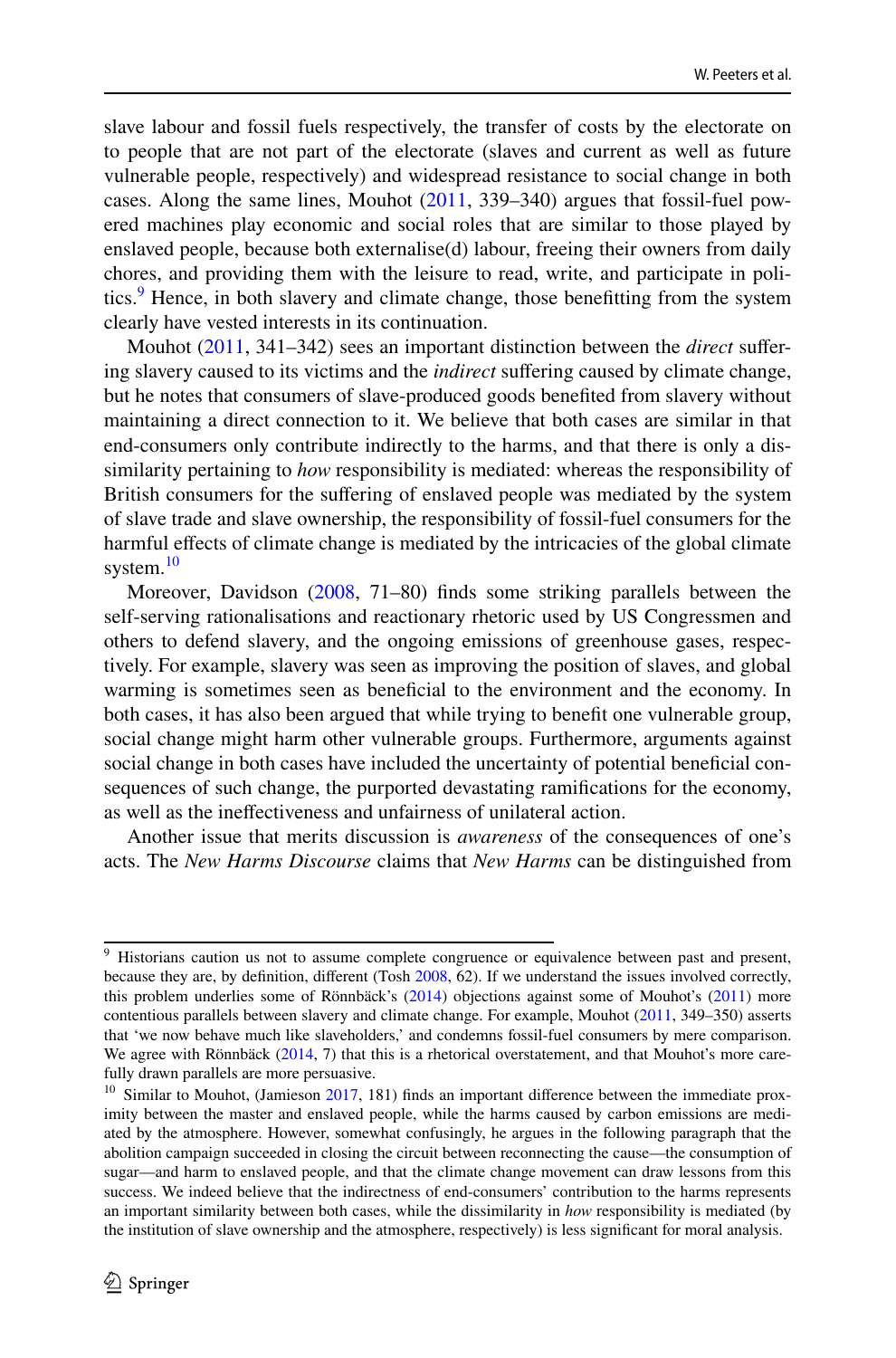slave labour and fossil fuels respectively, the transfer of costs by the electorate on to people that are not part of the electorate (slaves and current as well as future vulnerable people, respectively) and widespread resistance to social change in both cases. Along the same lines, Mouhot (2011, 339–340) argues that fossil-fuel powered machines play economic and social roles that are similar to those played by enslaved people, because both externalise(d) labour, freeing their owners from daily chores, and providing them with the leisure to read, write, and participate in politics.[9] Hence, in both slavery and climate change, those benefitting from the system clearly have vested interests in its continuation.

Mouhot (2011, 341–342) sees an important distinction between the *direct* suffering slavery caused to its victims and the *indirect* suffering caused by climate change, but he notes that consumers of slave-produced goods benefited from slavery without maintaining a direct connection to it. We believe that both cases are similar in that end-consumers only contribute indirectly to the harms, and that there is only a dissimilarity pertaining to *how* responsibility is mediated: whereas the responsibility of British consumers for the suffering of enslaved people was mediated by the system of slave trade and slave ownership, the responsibility of fossil-fuel consumers for the harmful effects of climate change is mediated by the intricacies of the global climate system.[10]

Moreover, Davidson (2008, 71–80) finds some striking parallels between the self-serving rationalisations and reactionary rhetoric used by US Congressmen and others to defend slavery, and the ongoing emissions of greenhouse gases, respectively. For example, slavery was seen as improving the position of slaves, and global warming is sometimes seen as beneficial to the environment and the economy. In both cases, it has also been argued that while trying to benefit one vulnerable group, social change might harm other vulnerable groups. Furthermore, arguments against social change in both cases have included the uncertainty of potential beneficial consequences of such change, the purported devastating ramifications for the economy, as well as the ineffectiveness and unfairness of unilateral action.

Another issue that merits discussion is *awareness* of the consequences of one's acts. The *New Harms Discourse* claims that *New Harms* can be distinguished from

---

[9] Historians caution us not to assume complete congruence or equivalence between past and present, because they are, by definition, different (Tosh 2008, 62). If we understand the issues involved correctly, this problem underlies some of Rönnbäck's (2014) objections against some of Mouhot's (2011) more contentious parallels between slavery and climate change. For example, Mouhot (2011, 349–350) asserts that 'we now behave much like slaveholders,' and condemns fossil-fuel consumers by mere comparison. We agree with Rönnbäck (2014, 7) that this is a rhetorical overstatement, and that Mouhot's more carefully drawn parallels are more persuasive.

[10] Similar to Mouhot, (Jamieson 2017, 181) finds an important difference between the immediate proximity between the master and enslaved people, while the harms caused by carbon emissions are mediated by the atmosphere. However, somewhat confusingly, he argues in the following paragraph that the abolition campaign succeeded in closing the circuit between reconnecting the cause—the consumption of sugar—and harm to enslaved people, and that the climate change movement can draw lessons from this success. We indeed believe that the indirectness of end-consumers' contribution to the harms represents an important similarity between both cases, while the dissimilarity in *how* responsibility is mediated (by the institution of slave ownership and the atmosphere, respectively) is less significant for moral analysis.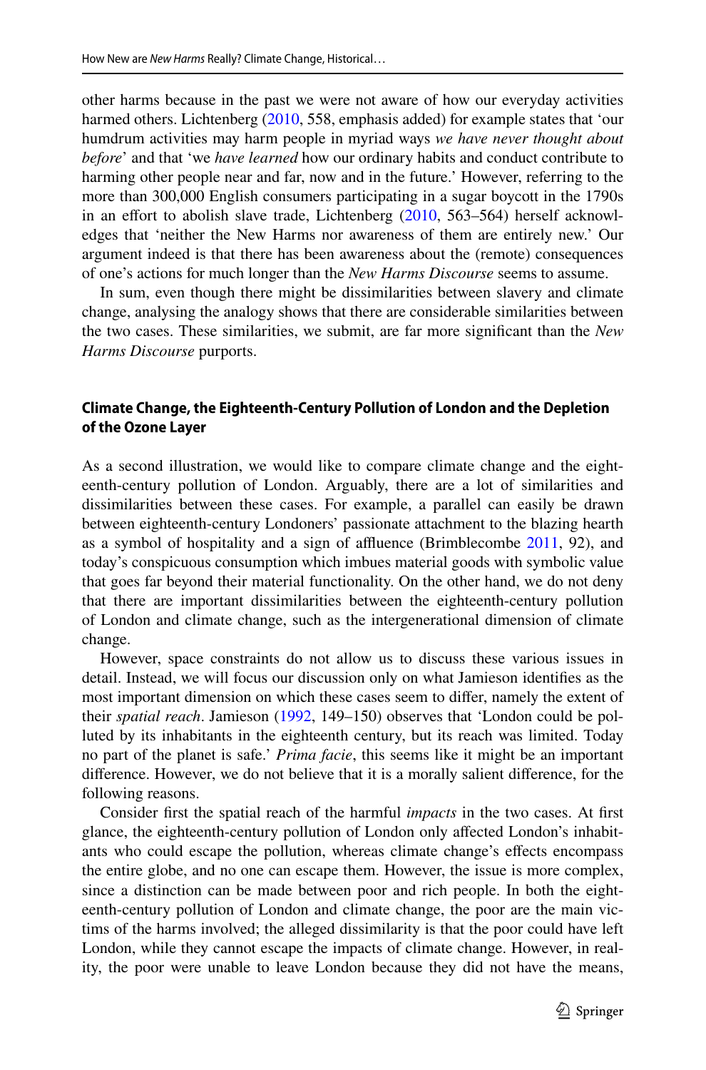other harms because in the past we were not aware of how our everyday activities harmed others. Lichtenberg (2010, 558, emphasis added) for example states that 'our humdrum activities may harm people in myriad ways *we have never thought about before*' and that 'we *have learned* how our ordinary habits and conduct contribute to harming other people near and far, now and in the future.' However, referring to the more than 300,000 English consumers participating in a sugar boycott in the 1790s in an effort to abolish slave trade, Lichtenberg (2010, 563–564) herself acknowledges that 'neither the New Harms nor awareness of them are entirely new.' Our argument indeed is that there has been awareness about the (remote) consequences of one's actions for much longer than the *New Harms Discourse* seems to assume.

In sum, even though there might be dissimilarities between slavery and climate change, analysing the analogy shows that there are considerable similarities between the two cases. These similarities, we submit, are far more significant than the *New Harms Discourse* purports.

## Climate Change, the Eighteenth-Century Pollution of London and the Depletion of the Ozone Layer

As a second illustration, we would like to compare climate change and the eighteenth-century pollution of London. Arguably, there are a lot of similarities and dissimilarities between these cases. For example, a parallel can easily be drawn between eighteenth-century Londoners' passionate attachment to the blazing hearth as a symbol of hospitality and a sign of affluence (Brimblecombe 2011, 92), and today's conspicuous consumption which imbues material goods with symbolic value that goes far beyond their material functionality. On the other hand, we do not deny that there are important dissimilarities between the eighteenth-century pollution of London and climate change, such as the intergenerational dimension of climate change.

However, space constraints do not allow us to discuss these various issues in detail. Instead, we will focus our discussion only on what Jamieson identifies as the most important dimension on which these cases seem to differ, namely the extent of their *spatial reach*. Jamieson (1992, 149–150) observes that 'London could be polluted by its inhabitants in the eighteenth century, but its reach was limited. Today no part of the planet is safe.' *Prima facie*, this seems like it might be an important difference. However, we do not believe that it is a morally salient difference, for the following reasons.

Consider first the spatial reach of the harmful *impacts* in the two cases. At first glance, the eighteenth-century pollution of London only affected London's inhabitants who could escape the pollution, whereas climate change's effects encompass the entire globe, and no one can escape them. However, the issue is more complex, since a distinction can be made between poor and rich people. In both the eighteenth-century pollution of London and climate change, the poor are the main victims of the harms involved; the alleged dissimilarity is that the poor could have left London, while they cannot escape the impacts of climate change. However, in reality, the poor were unable to leave London because they did not have the means,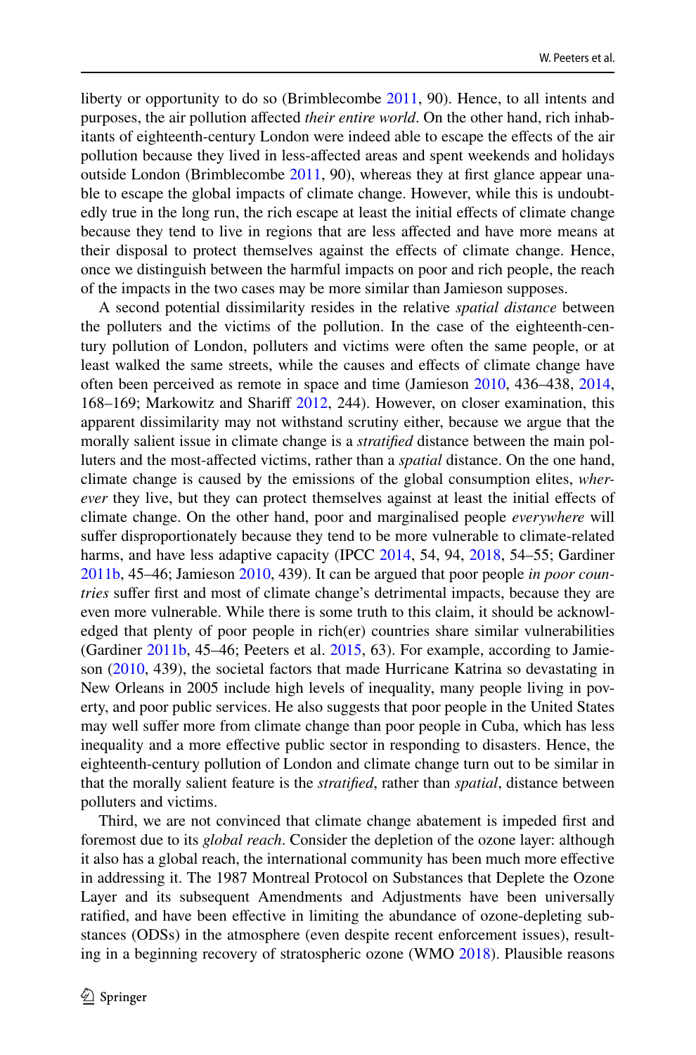liberty or opportunity to do so (Brimblecombe 2011, 90). Hence, to all intents and purposes, the air pollution affected *their entire world*. On the other hand, rich inhabitants of eighteenth-century London were indeed able to escape the effects of the air pollution because they lived in less-affected areas and spent weekends and holidays outside London (Brimblecombe 2011, 90), whereas they at first glance appear unable to escape the global impacts of climate change. However, while this is undoubtedly true in the long run, the rich escape at least the initial effects of climate change because they tend to live in regions that are less affected and have more means at their disposal to protect themselves against the effects of climate change. Hence, once we distinguish between the harmful impacts on poor and rich people, the reach of the impacts in the two cases may be more similar than Jamieson supposes.

A second potential dissimilarity resides in the relative *spatial distance* between the polluters and the victims of the pollution. In the case of the eighteenth-century pollution of London, polluters and victims were often the same people, or at least walked the same streets, while the causes and effects of climate change have often been perceived as remote in space and time (Jamieson 2010, 436–438, 2014, 168–169; Markowitz and Shariff 2012, 244). However, on closer examination, this apparent dissimilarity may not withstand scrutiny either, because we argue that the morally salient issue in climate change is a *stratified* distance between the main polluters and the most-affected victims, rather than a *spatial* distance. On the one hand, climate change is caused by the emissions of the global consumption elites, *wherever* they live, but they can protect themselves against at least the initial effects of climate change. On the other hand, poor and marginalised people *everywhere* will suffer disproportionately because they tend to be more vulnerable to climate-related harms, and have less adaptive capacity (IPCC 2014, 54, 94, 2018, 54–55; Gardiner 2011b, 45–46; Jamieson 2010, 439). It can be argued that poor people *in poor countries* suffer first and most of climate change's detrimental impacts, because they are even more vulnerable. While there is some truth to this claim, it should be acknowledged that plenty of poor people in rich(er) countries share similar vulnerabilities (Gardiner 2011b, 45–46; Peeters et al. 2015, 63). For example, according to Jamieson (2010, 439), the societal factors that made Hurricane Katrina so devastating in New Orleans in 2005 include high levels of inequality, many people living in poverty, and poor public services. He also suggests that poor people in the United States may well suffer more from climate change than poor people in Cuba, which has less inequality and a more effective public sector in responding to disasters. Hence, the eighteenth-century pollution of London and climate change turn out to be similar in that the morally salient feature is the *stratified*, rather than *spatial*, distance between polluters and victims.

Third, we are not convinced that climate change abatement is impeded first and foremost due to its *global reach*. Consider the depletion of the ozone layer: although it also has a global reach, the international community has been much more effective in addressing it. The 1987 Montreal Protocol on Substances that Deplete the Ozone Layer and its subsequent Amendments and Adjustments have been universally ratified, and have been effective in limiting the abundance of ozone-depleting substances (ODSs) in the atmosphere (even despite recent enforcement issues), resulting in a beginning recovery of stratospheric ozone (WMO 2018). Plausible reasons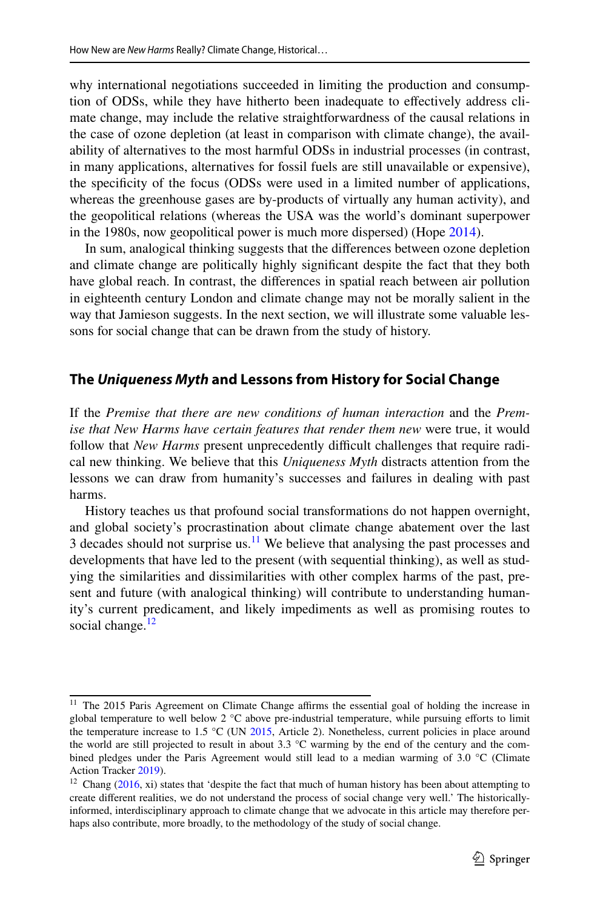why international negotiations succeeded in limiting the production and consumption of ODSs, while they have hitherto been inadequate to effectively address climate change, may include the relative straightforwardness of the causal relations in the case of ozone depletion (at least in comparison with climate change), the availability of alternatives to the most harmful ODSs in industrial processes (in contrast, in many applications, alternatives for fossil fuels are still unavailable or expensive), the specificity of the focus (ODSs were used in a limited number of applications, whereas the greenhouse gases are by-products of virtually any human activity), and the geopolitical relations (whereas the USA was the world's dominant superpower in the 1980s, now geopolitical power is much more dispersed) (Hope 2014).

In sum, analogical thinking suggests that the differences between ozone depletion and climate change are politically highly significant despite the fact that they both have global reach. In contrast, the differences in spatial reach between air pollution in eighteenth century London and climate change may not be morally salient in the way that Jamieson suggests. In the next section, we will illustrate some valuable lessons for social change that can be drawn from the study of history.

## The *Uniqueness Myth* and Lessons from History for Social Change

If the *Premise that there are new conditions of human interaction* and the *Premise that New Harms have certain features that render them new* were true, it would follow that *New Harms* present unprecedently difficult challenges that require radical new thinking. We believe that this *Uniqueness Myth* distracts attention from the lessons we can draw from humanity's successes and failures in dealing with past harms.

History teaches us that profound social transformations do not happen overnight, and global society's procrastination about climate change abatement over the last 3 decades should not surprise us.[11] We believe that analysing the past processes and developments that have led to the present (with sequential thinking), as well as studying the similarities and dissimilarities with other complex harms of the past, present and future (with analogical thinking) will contribute to understanding humanity's current predicament, and likely impediments as well as promising routes to social change.[12]

---

[11] The 2015 Paris Agreement on Climate Change affirms the essential goal of holding the increase in global temperature to well below 2 °C above pre-industrial temperature, while pursuing efforts to limit the temperature increase to 1.5 °C (UN 2015, Article 2). Nonetheless, current policies in place around the world are still projected to result in about 3.3 °C warming by the end of the century and the combined pledges under the Paris Agreement would still lead to a median warming of 3.0 °C (Climate Action Tracker 2019).

[12] Chang (2016, xi) states that 'despite the fact that much of human history has been about attempting to create different realities, we do not understand the process of social change very well.' The historically-informed, interdisciplinary approach to climate change that we advocate in this article may therefore perhaps also contribute, more broadly, to the methodology of the study of social change.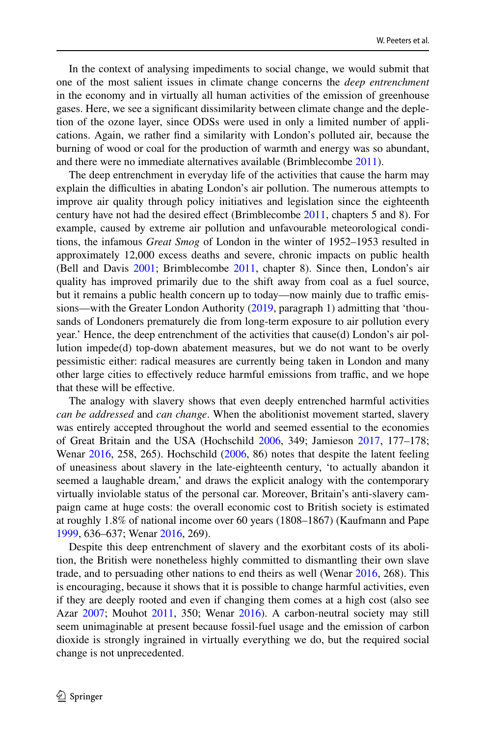In the context of analysing impediments to social change, we would submit that one of the most salient issues in climate change concerns the *deep entrenchment* in the economy and in virtually all human activities of the emission of greenhouse gases. Here, we see a significant dissimilarity between climate change and the depletion of the ozone layer, since ODSs were used in only a limited number of applications. Again, we rather find a similarity with London's polluted air, because the burning of wood or coal for the production of warmth and energy was so abundant, and there were no immediate alternatives available (Brimblecombe 2011).

The deep entrenchment in everyday life of the activities that cause the harm may explain the difficulties in abating London's air pollution. The numerous attempts to improve air quality through policy initiatives and legislation since the eighteenth century have not had the desired effect (Brimblecombe 2011, chapters 5 and 8). For example, caused by extreme air pollution and unfavourable meteorological conditions, the infamous *Great Smog* of London in the winter of 1952–1953 resulted in approximately 12,000 excess deaths and severe, chronic impacts on public health (Bell and Davis 2001; Brimblecombe 2011, chapter 8). Since then, London's air quality has improved primarily due to the shift away from coal as a fuel source, but it remains a public health concern up to today—now mainly due to traffic emissions—with the Greater London Authority (2019, paragraph 1) admitting that 'thousands of Londoners prematurely die from long-term exposure to air pollution every year.' Hence, the deep entrenchment of the activities that cause(d) London's air pollution impede(d) top-down abatement measures, but we do not want to be overly pessimistic either: radical measures are currently being taken in London and many other large cities to effectively reduce harmful emissions from traffic, and we hope that these will be effective.

The analogy with slavery shows that even deeply entrenched harmful activities *can be addressed* and *can change*. When the abolitionist movement started, slavery was entirely accepted throughout the world and seemed essential to the economies of Great Britain and the USA (Hochschild 2006, 349; Jamieson 2017, 177–178; Wenar 2016, 258, 265). Hochschild (2006, 86) notes that despite the latent feeling of uneasiness about slavery in the late-eighteenth century, 'to actually abandon it seemed a laughable dream,' and draws the explicit analogy with the contemporary virtually inviolable status of the personal car. Moreover, Britain's anti-slavery campaign came at huge costs: the overall economic cost to British society is estimated at roughly 1.8% of national income over 60 years (1808–1867) (Kaufmann and Pape 1999, 636–637; Wenar 2016, 269).

Despite this deep entrenchment of slavery and the exorbitant costs of its abolition, the British were nonetheless highly committed to dismantling their own slave trade, and to persuading other nations to end theirs as well (Wenar 2016, 268). This is encouraging, because it shows that it is possible to change harmful activities, even if they are deeply rooted and even if changing them comes at a high cost (also see Azar 2007; Mouhot 2011, 350; Wenar 2016). A carbon-neutral society may still seem unimaginable at present because fossil-fuel usage and the emission of carbon dioxide is strongly ingrained in virtually everything we do, but the required social change is not unprecedented.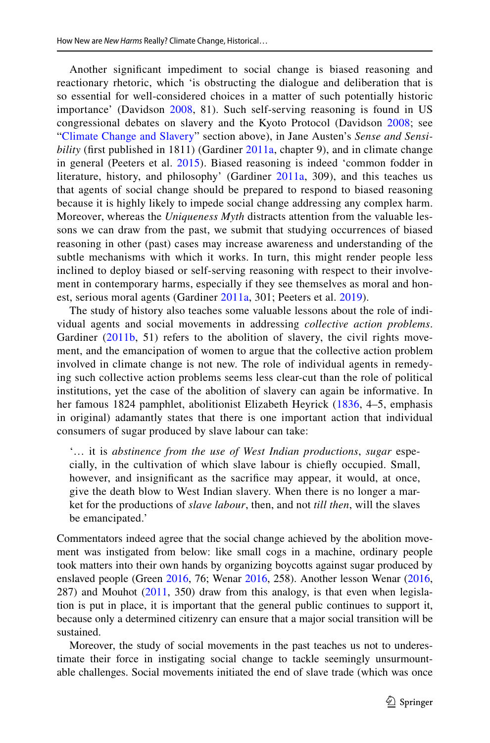Another significant impediment to social change is biased reasoning and reactionary rhetoric, which 'is obstructing the dialogue and deliberation that is so essential for well-considered choices in a matter of such potentially historic importance' (Davidson 2008, 81). Such self-serving reasoning is found in US congressional debates on slavery and the Kyoto Protocol (Davidson 2008; see "Climate Change and Slavery" section above), in Jane Austen's *Sense and Sensibility* (first published in 1811) (Gardiner 2011a, chapter 9), and in climate change in general (Peeters et al. 2015). Biased reasoning is indeed 'common fodder in literature, history, and philosophy' (Gardiner 2011a, 309), and this teaches us that agents of social change should be prepared to respond to biased reasoning because it is highly likely to impede social change addressing any complex harm. Moreover, whereas the *Uniqueness Myth* distracts attention from the valuable lessons we can draw from the past, we submit that studying occurrences of biased reasoning in other (past) cases may increase awareness and understanding of the subtle mechanisms with which it works. In turn, this might render people less inclined to deploy biased or self-serving reasoning with respect to their involvement in contemporary harms, especially if they see themselves as moral and honest, serious moral agents (Gardiner 2011a, 301; Peeters et al. 2019).

The study of history also teaches some valuable lessons about the role of individual agents and social movements in addressing *collective action problems*. Gardiner (2011b, 51) refers to the abolition of slavery, the civil rights movement, and the emancipation of women to argue that the collective action problem involved in climate change is not new. The role of individual agents in remedying such collective action problems seems less clear-cut than the role of political institutions, yet the case of the abolition of slavery can again be informative. In her famous 1824 pamphlet, abolitionist Elizabeth Heyrick (1836, 4–5, emphasis in original) adamantly states that there is one important action that individual consumers of sugar produced by slave labour can take:

> '… it is *abstinence from the use of West Indian productions*, *sugar* especially, in the cultivation of which slave labour is chiefly occupied. Small, however, and insignificant as the sacrifice may appear, it would, at once, give the death blow to West Indian slavery. When there is no longer a market for the productions of *slave labour*, then, and not *till then*, will the slaves be emancipated.'

Commentators indeed agree that the social change achieved by the abolition movement was instigated from below: like small cogs in a machine, ordinary people took matters into their own hands by organizing boycotts against sugar produced by enslaved people (Green 2016, 76; Wenar 2016, 258). Another lesson Wenar (2016, 287) and Mouhot (2011, 350) draw from this analogy, is that even when legislation is put in place, it is important that the general public continues to support it, because only a determined citizenry can ensure that a major social transition will be sustained.

Moreover, the study of social movements in the past teaches us not to underestimate their force in instigating social change to tackle seemingly unsurmountable challenges. Social movements initiated the end of slave trade (which was once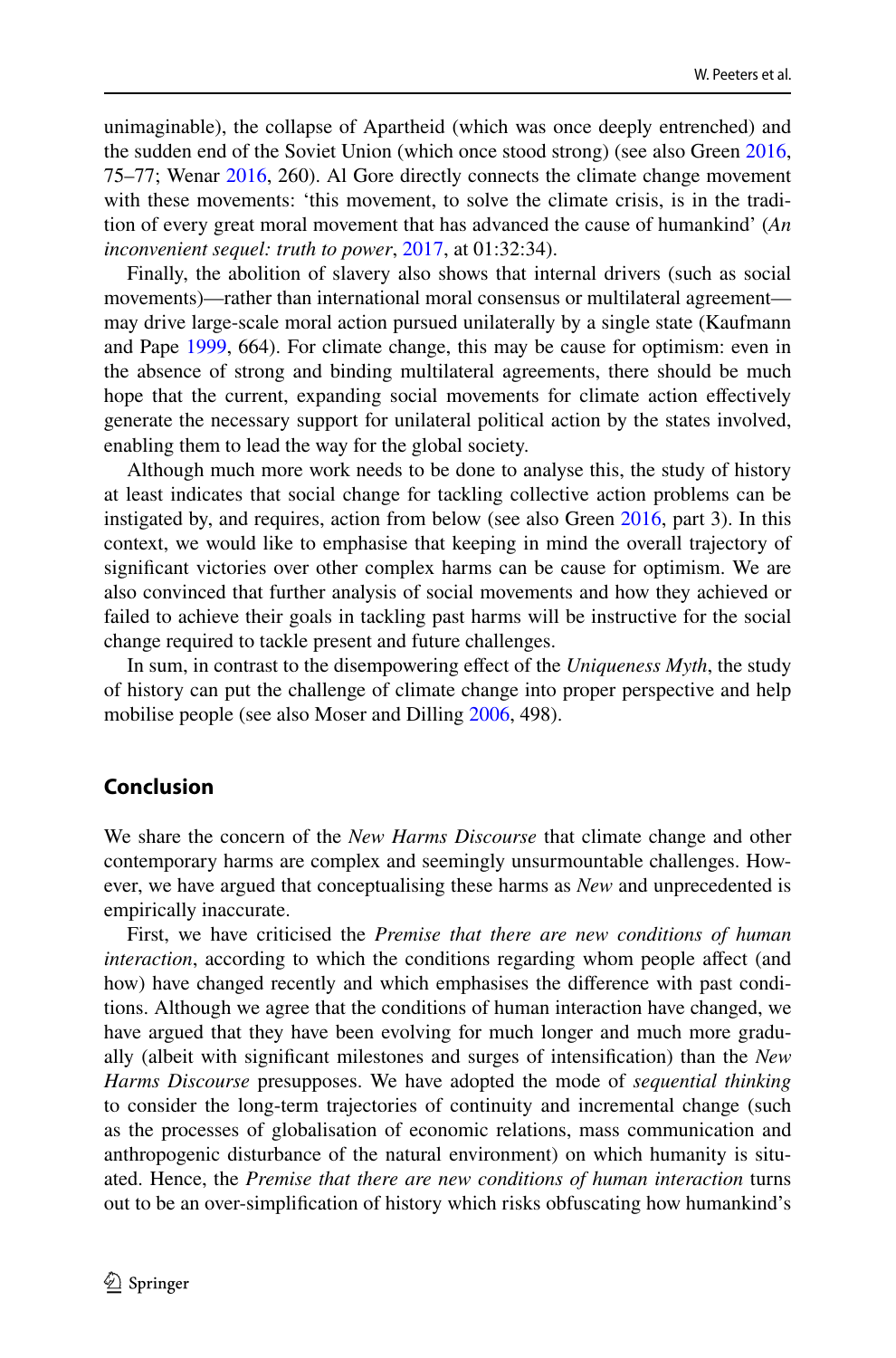unimaginable), the collapse of Apartheid (which was once deeply entrenched) and the sudden end of the Soviet Union (which once stood strong) (see also Green 2016, 75–77; Wenar 2016, 260). Al Gore directly connects the climate change movement with these movements: 'this movement, to solve the climate crisis, is in the tradition of every great moral movement that has advanced the cause of humankind' (*An inconvenient sequel: truth to power*, 2017, at 01:32:34).

Finally, the abolition of slavery also shows that internal drivers (such as social movements)—rather than international moral consensus or multilateral agreement—may drive large-scale moral action pursued unilaterally by a single state (Kaufmann and Pape 1999, 664). For climate change, this may be cause for optimism: even in the absence of strong and binding multilateral agreements, there should be much hope that the current, expanding social movements for climate action effectively generate the necessary support for unilateral political action by the states involved, enabling them to lead the way for the global society.

Although much more work needs to be done to analyse this, the study of history at least indicates that social change for tackling collective action problems can be instigated by, and requires, action from below (see also Green 2016, part 3). In this context, we would like to emphasise that keeping in mind the overall trajectory of significant victories over other complex harms can be cause for optimism. We are also convinced that further analysis of social movements and how they achieved or failed to achieve their goals in tackling past harms will be instructive for the social change required to tackle present and future challenges.

In sum, in contrast to the disempowering effect of the *Uniqueness Myth*, the study of history can put the challenge of climate change into proper perspective and help mobilise people (see also Moser and Dilling 2006, 498).

## Conclusion

We share the concern of the *New Harms Discourse* that climate change and other contemporary harms are complex and seemingly unsurmountable challenges. However, we have argued that conceptualising these harms as *New* and unprecedented is empirically inaccurate.

First, we have criticised the *Premise that there are new conditions of human interaction*, according to which the conditions regarding whom people affect (and how) have changed recently and which emphasises the difference with past conditions. Although we agree that the conditions of human interaction have changed, we have argued that they have been evolving for much longer and much more gradually (albeit with significant milestones and surges of intensification) than the *New Harms Discourse* presupposes. We have adopted the mode of *sequential thinking* to consider the long-term trajectories of continuity and incremental change (such as the processes of globalisation of economic relations, mass communication and anthropogenic disturbance of the natural environment) on which humanity is situated. Hence, the *Premise that there are new conditions of human interaction* turns out to be an over-simplification of history which risks obfuscating how humankind's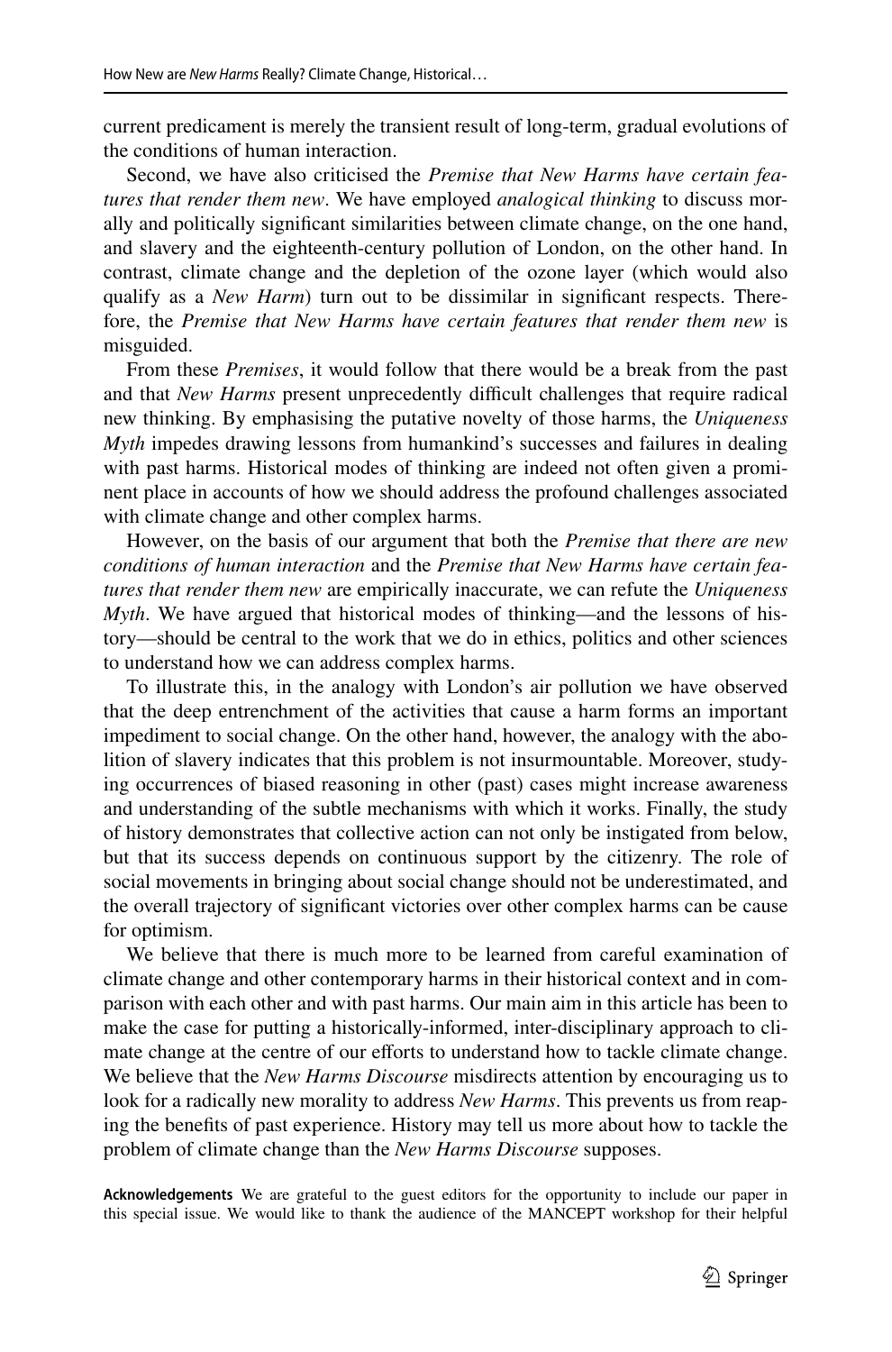current predicament is merely the transient result of long-term, gradual evolutions of the conditions of human interaction.

Second, we have also criticised the *Premise that New Harms have certain features that render them new*. We have employed *analogical thinking* to discuss morally and politically significant similarities between climate change, on the one hand, and slavery and the eighteenth-century pollution of London, on the other hand. In contrast, climate change and the depletion of the ozone layer (which would also qualify as a *New Harm*) turn out to be dissimilar in significant respects. Therefore, the *Premise that New Harms have certain features that render them new* is misguided.

From these *Premises*, it would follow that there would be a break from the past and that *New Harms* present unprecedently difficult challenges that require radical new thinking. By emphasising the putative novelty of those harms, the *Uniqueness Myth* impedes drawing lessons from humankind's successes and failures in dealing with past harms. Historical modes of thinking are indeed not often given a prominent place in accounts of how we should address the profound challenges associated with climate change and other complex harms.

However, on the basis of our argument that both the *Premise that there are new conditions of human interaction* and the *Premise that New Harms have certain features that render them new* are empirically inaccurate, we can refute the *Uniqueness Myth*. We have argued that historical modes of thinking—and the lessons of history—should be central to the work that we do in ethics, politics and other sciences to understand how we can address complex harms.

To illustrate this, in the analogy with London's air pollution we have observed that the deep entrenchment of the activities that cause a harm forms an important impediment to social change. On the other hand, however, the analogy with the abolition of slavery indicates that this problem is not insurmountable. Moreover, studying occurrences of biased reasoning in other (past) cases might increase awareness and understanding of the subtle mechanisms with which it works. Finally, the study of history demonstrates that collective action can not only be instigated from below, but that its success depends on continuous support by the citizenry. The role of social movements in bringing about social change should not be underestimated, and the overall trajectory of significant victories over other complex harms can be cause for optimism.

We believe that there is much more to be learned from careful examination of climate change and other contemporary harms in their historical context and in comparison with each other and with past harms. Our main aim in this article has been to make the case for putting a historically-informed, inter-disciplinary approach to climate change at the centre of our efforts to understand how to tackle climate change. We believe that the *New Harms Discourse* misdirects attention by encouraging us to look for a radically new morality to address *New Harms*. This prevents us from reaping the benefits of past experience. History may tell us more about how to tackle the problem of climate change than the *New Harms Discourse* supposes.

**Acknowledgements** We are grateful to the guest editors for the opportunity to include our paper in this special issue. We would like to thank the audience of the MANCEPT workshop for their helpful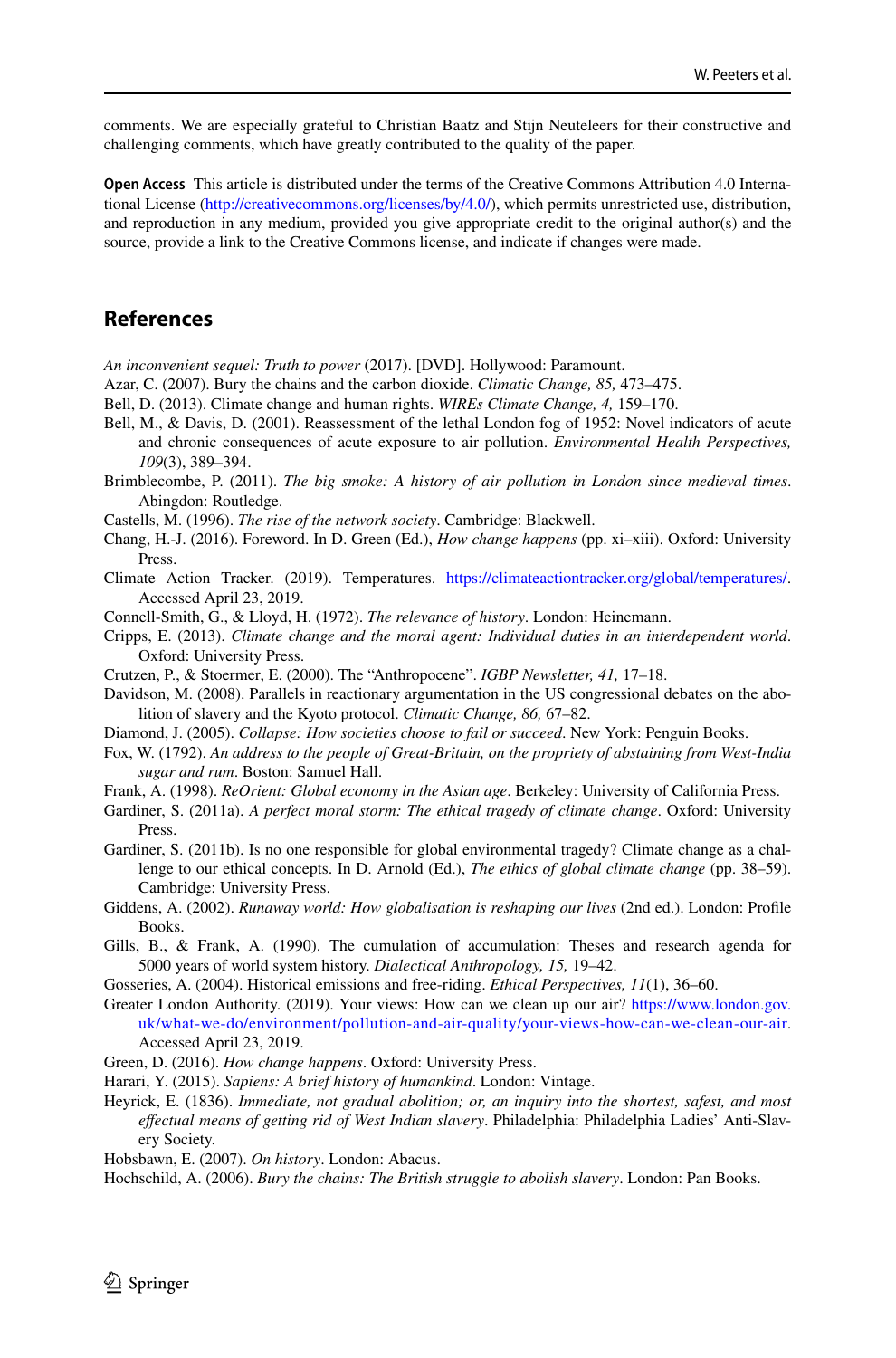comments. We are especially grateful to Christian Baatz and Stijn Neuteleers for their constructive and challenging comments, which have greatly contributed to the quality of the paper.

**Open Access** This article is distributed under the terms of the Creative Commons Attribution 4.0 International License (http://creativecommons.org/licenses/by/4.0/), which permits unrestricted use, distribution, and reproduction in any medium, provided you give appropriate credit to the original author(s) and the source, provide a link to the Creative Commons license, and indicate if changes were made.

## References

*An inconvenient sequel: Truth to power* (2017). [DVD]. Hollywood: Paramount.

Azar, C. (2007). Bury the chains and the carbon dioxide. *Climatic Change, 85,* 473–475.

Bell, D. (2013). Climate change and human rights. *WIREs Climate Change, 4,* 159–170.

Bell, M., & Davis, D. (2001). Reassessment of the lethal London fog of 1952: Novel indicators of acute and chronic consequences of acute exposure to air pollution. *Environmental Health Perspectives, 109*(3), 389–394.

Brimblecombe, P. (2011). *The big smoke: A history of air pollution in London since medieval times*. Abingdon: Routledge.

Castells, M. (1996). *The rise of the network society*. Cambridge: Blackwell.

Chang, H.-J. (2016). Foreword. In D. Green (Ed.), *How change happens* (pp. xi–xiii). Oxford: University Press.

Climate Action Tracker. (2019). Temperatures. https://climateactiontracker.org/global/temperatures/. Accessed April 23, 2019.

Connell-Smith, G., & Lloyd, H. (1972). *The relevance of history*. London: Heinemann.

Cripps, E. (2013). *Climate change and the moral agent: Individual duties in an interdependent world*. Oxford: University Press.

Crutzen, P., & Stoermer, E. (2000). The "Anthropocene". *IGBP Newsletter, 41,* 17–18.

Davidson, M. (2008). Parallels in reactionary argumentation in the US congressional debates on the abolition of slavery and the Kyoto protocol. *Climatic Change, 86,* 67–82.

Diamond, J. (2005). *Collapse: How societies choose to fail or succeed*. New York: Penguin Books.

Fox, W. (1792). *An address to the people of Great-Britain, on the propriety of abstaining from West-India sugar and rum*. Boston: Samuel Hall.

Frank, A. (1998). *ReOrient: Global economy in the Asian age*. Berkeley: University of California Press.

Gardiner, S. (2011a). *A perfect moral storm: The ethical tragedy of climate change*. Oxford: University Press.

Gardiner, S. (2011b). Is no one responsible for global environmental tragedy? Climate change as a challenge to our ethical concepts. In D. Arnold (Ed.), *The ethics of global climate change* (pp. 38–59). Cambridge: University Press.

Giddens, A. (2002). *Runaway world: How globalisation is reshaping our lives* (2nd ed.). London: Profile Books.

Gills, B., & Frank, A. (1990). The cumulation of accumulation: Theses and research agenda for 5000 years of world system history. *Dialectical Anthropology, 15,* 19–42.

Gosseries, A. (2004). Historical emissions and free-riding. *Ethical Perspectives, 11*(1), 36–60.

Greater London Authority. (2019). Your views: How can we clean up our air? https://www.london.gov.uk/what-we-do/environment/pollution-and-air-quality/your-views-how-can-we-clean-our-air. Accessed April 23, 2019.

Green, D. (2016). *How change happens*. Oxford: University Press.

Harari, Y. (2015). *Sapiens: A brief history of humankind*. London: Vintage.

Heyrick, E. (1836). *Immediate, not gradual abolition; or, an inquiry into the shortest, safest, and most effectual means of getting rid of West Indian slavery*. Philadelphia: Philadelphia Ladies' Anti-Slavery Society.

Hobsbawn, E. (2007). *On history*. London: Abacus.

Hochschild, A. (2006). *Bury the chains: The British struggle to abolish slavery*. London: Pan Books.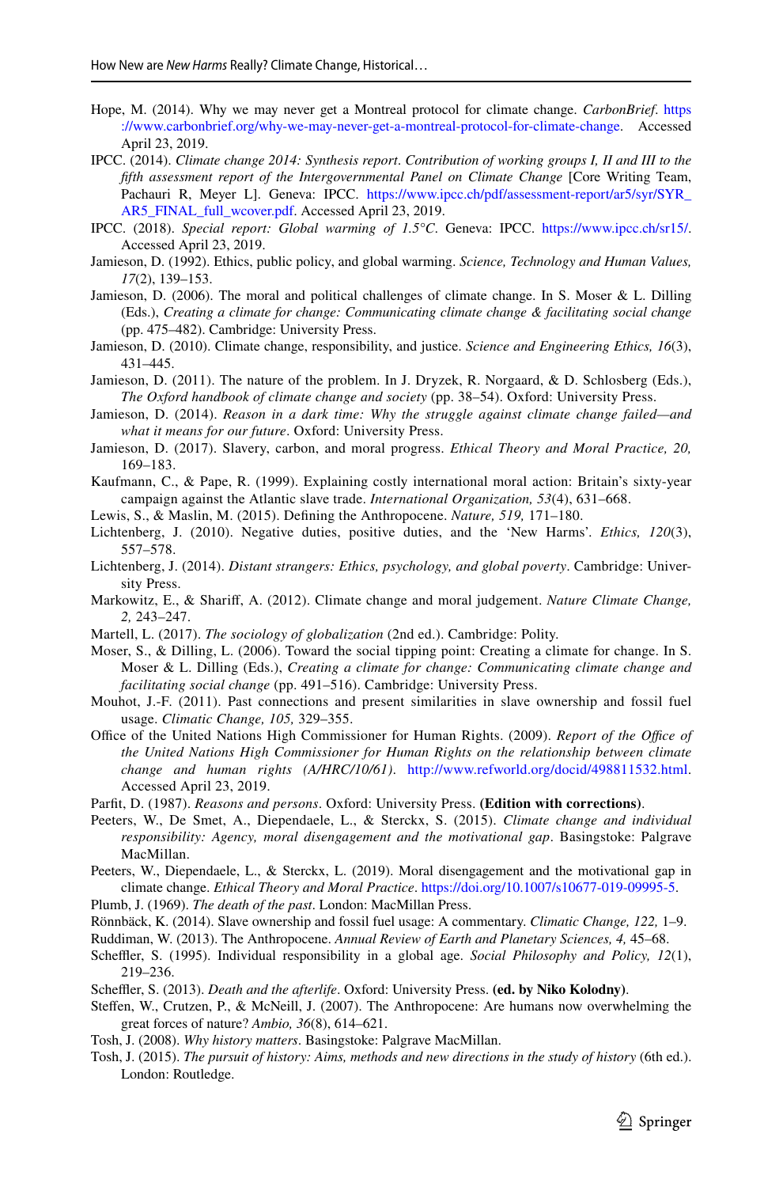Hope, M. (2014). Why we may never get a Montreal protocol for climate change. *CarbonBrief*. https://www.carbonbrief.org/why-we-may-never-get-a-montreal-protocol-for-climate-change. Accessed April 23, 2019.

IPCC. (2014). *Climate change 2014: Synthesis report*. *Contribution of working groups I, II and III to the fifth assessment report of the Intergovernmental Panel on Climate Change* [Core Writing Team, Pachauri R, Meyer L]. Geneva: IPCC. https://www.ipcc.ch/pdf/assessment-report/ar5/syr/SYR_AR5_FINAL_full_wcover.pdf. Accessed April 23, 2019.

IPCC. (2018). *Special report: Global warming of 1.5°C*. Geneva: IPCC. https://www.ipcc.ch/sr15/. Accessed April 23, 2019.

Jamieson, D. (1992). Ethics, public policy, and global warming. *Science, Technology and Human Values, 17*(2), 139–153.

Jamieson, D. (2006). The moral and political challenges of climate change. In S. Moser & L. Dilling (Eds.), *Creating a climate for change: Communicating climate change & facilitating social change* (pp. 475–482). Cambridge: University Press.

Jamieson, D. (2010). Climate change, responsibility, and justice. *Science and Engineering Ethics, 16*(3), 431–445.

Jamieson, D. (2011). The nature of the problem. In J. Dryzek, R. Norgaard, & D. Schlosberg (Eds.), *The Oxford handbook of climate change and society* (pp. 38–54). Oxford: University Press.

Jamieson, D. (2014). *Reason in a dark time: Why the struggle against climate change failed—and what it means for our future*. Oxford: University Press.

Jamieson, D. (2017). Slavery, carbon, and moral progress. *Ethical Theory and Moral Practice, 20,* 169–183.

Kaufmann, C., & Pape, R. (1999). Explaining costly international moral action: Britain's sixty-year campaign against the Atlantic slave trade. *International Organization, 53*(4), 631–668.

Lewis, S., & Maslin, M. (2015). Defining the Anthropocene. *Nature, 519,* 171–180.

Lichtenberg, J. (2010). Negative duties, positive duties, and the 'New Harms'. *Ethics, 120*(3), 557–578.

Lichtenberg, J. (2014). *Distant strangers: Ethics, psychology, and global poverty*. Cambridge: University Press.

Markowitz, E., & Shariff, A. (2012). Climate change and moral judgement. *Nature Climate Change, 2,* 243–247.

Martell, L. (2017). *The sociology of globalization* (2nd ed.). Cambridge: Polity.

Moser, S., & Dilling, L. (2006). Toward the social tipping point: Creating a climate for change. In S. Moser & L. Dilling (Eds.), *Creating a climate for change: Communicating climate change and facilitating social change* (pp. 491–516). Cambridge: University Press.

Mouhot, J.-F. (2011). Past connections and present similarities in slave ownership and fossil fuel usage. *Climatic Change, 105,* 329–355.

Office of the United Nations High Commissioner for Human Rights. (2009). *Report of the Office of the United Nations High Commissioner for Human Rights on the relationship between climate change and human rights (A/HRC/10/61)*. http://www.refworld.org/docid/498811532.html. Accessed April 23, 2019.

Parfit, D. (1987). *Reasons and persons*. Oxford: University Press. **(Edition with corrections)**.

Peeters, W., De Smet, A., Diependaele, L., & Sterckx, S. (2015). *Climate change and individual responsibility: Agency, moral disengagement and the motivational gap*. Basingstoke: Palgrave MacMillan.

Peeters, W., Diependaele, L., & Sterckx, L. (2019). Moral disengagement and the motivational gap in climate change. *Ethical Theory and Moral Practice*. https://doi.org/10.1007/s10677-019-09995-5.

Plumb, J. (1969). *The death of the past*. London: MacMillan Press.

Rönnbäck, K. (2014). Slave ownership and fossil fuel usage: A commentary. *Climatic Change, 122,* 1–9.

Ruddiman, W. (2013). The Anthropocene. *Annual Review of Earth and Planetary Sciences, 4,* 45–68.

Scheffler, S. (1995). Individual responsibility in a global age. *Social Philosophy and Policy, 12*(1), 219–236.

Scheffler, S. (2013). *Death and the afterlife*. Oxford: University Press. **(ed. by Niko Kolodny)**.

Steffen, W., Crutzen, P., & McNeill, J. (2007). The Anthropocene: Are humans now overwhelming the great forces of nature? *Ambio, 36*(8), 614–621.

Tosh, J. (2008). *Why history matters*. Basingstoke: Palgrave MacMillan.

Tosh, J. (2015). *The pursuit of history: Aims, methods and new directions in the study of history* (6th ed.). London: Routledge.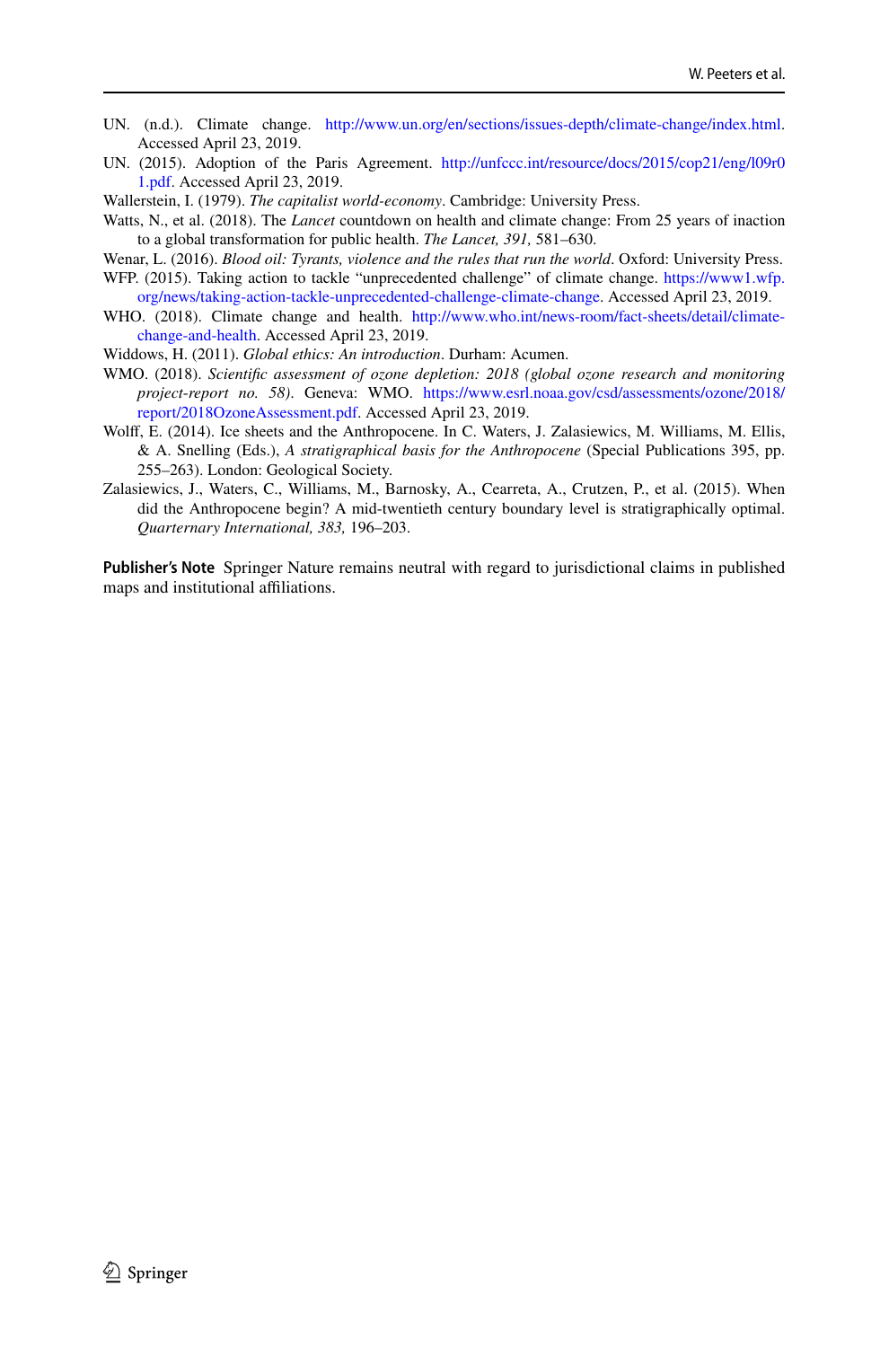UN. (n.d.). Climate change. http://www.un.org/en/sections/issues-depth/climate-change/index.html. Accessed April 23, 2019.

UN. (2015). Adoption of the Paris Agreement. http://unfccc.int/resource/docs/2015/cop21/eng/l09r01.pdf. Accessed April 23, 2019.

Wallerstein, I. (1979). *The capitalist world-economy*. Cambridge: University Press.

Watts, N., et al. (2018). The *Lancet* countdown on health and climate change: From 25 years of inaction to a global transformation for public health. *The Lancet, 391,* 581–630.

Wenar, L. (2016). *Blood oil: Tyrants, violence and the rules that run the world*. Oxford: University Press.

WFP. (2015). Taking action to tackle "unprecedented challenge" of climate change. https://www1.wfp.org/news/taking-action-tackle-unprecedented-challenge-climate-change. Accessed April 23, 2019.

WHO. (2018). Climate change and health. http://www.who.int/news-room/fact-sheets/detail/climate-change-and-health. Accessed April 23, 2019.

Widdows, H. (2011). *Global ethics: An introduction*. Durham: Acumen.

WMO. (2018). *Scientific assessment of ozone depletion: 2018 (global ozone research and monitoring project-report no. 58)*. Geneva: WMO. https://www.esrl.noaa.gov/csd/assessments/ozone/2018/report/2018OzoneAssessment.pdf. Accessed April 23, 2019.

Wolff, E. (2014). Ice sheets and the Anthropocene. In C. Waters, J. Zalasiewics, M. Williams, M. Ellis, & A. Snelling (Eds.), *A stratigraphical basis for the Anthropocene* (Special Publications 395, pp. 255–263). London: Geological Society.

Zalasiewics, J., Waters, C., Williams, M., Barnosky, A., Cearreta, A., Crutzen, P., et al. (2015). When did the Anthropocene begin? A mid-twentieth century boundary level is stratigraphically optimal. *Quarternary International, 383,* 196–203.

**Publisher's Note** Springer Nature remains neutral with regard to jurisdictional claims in published maps and institutional affiliations.